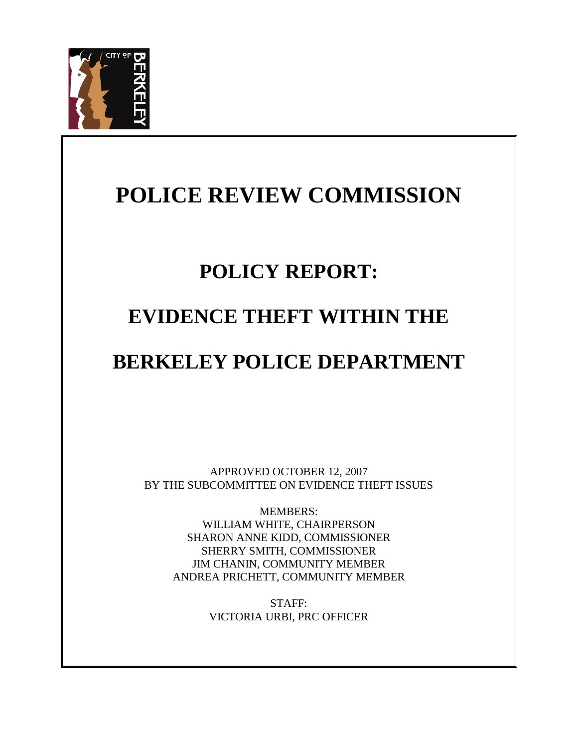# POLICE REVIEW COMMISSION

## POLICY REPORT:

## EVIDENCE THEFT WITHIN THE

## BERKELEY POLICE DEPARTMENT

APPROVED OCTOBER 12, 2007
BY THE SUBCOMMITTEE ON EVIDENCE THEFT ISSUES

MEMBERS:
WILLIAM WHITE, CHAIRPERSON
SHARON ANNE KIDD, COMMISSIONER
SHERRY SMITH, COMMISSIONER
JIM CHANIN, COMMUNITY MEMBER
ANDREA PRICHETT, COMMUNITY MEMBER

STAFF:
VICTORIA URBI, PRC OFFICER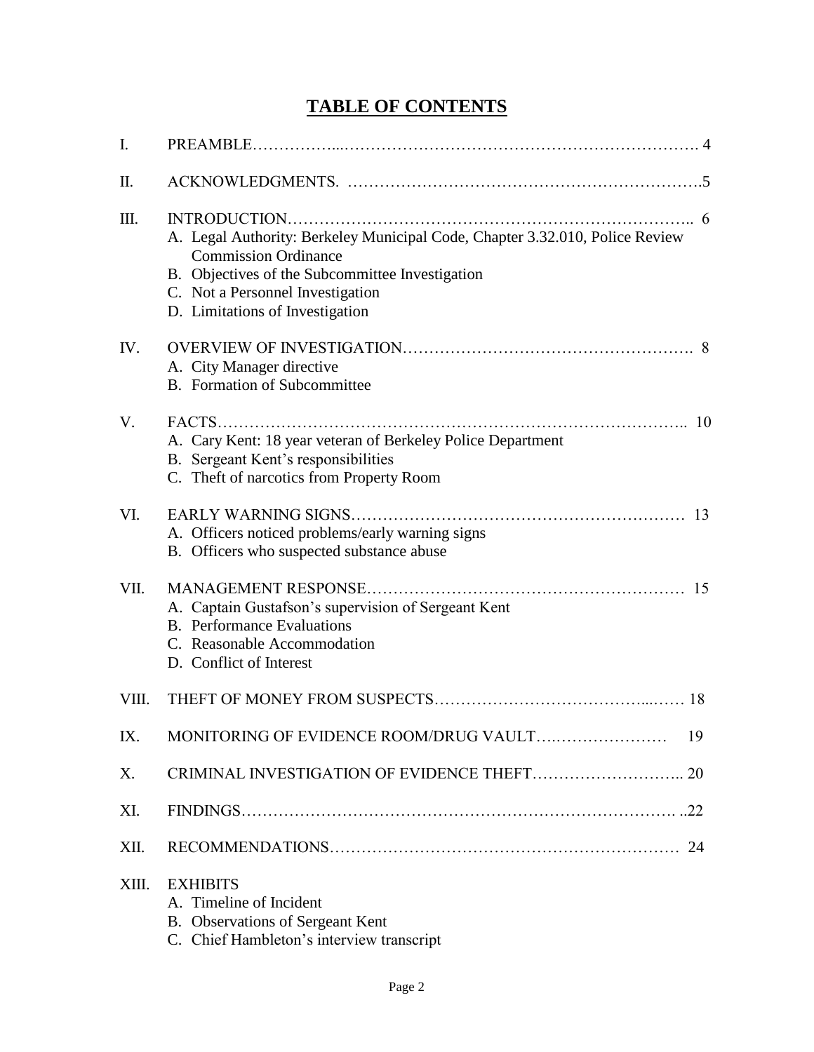# TABLE OF CONTENTS

I. PREAMBLE……………...……………………………………………………………. 4

II. ACKNOWLEDGMENTS. ……………………………………………………….5

III. INTRODUCTION……………………………………………………………….. 6
   - A. Legal Authority: Berkeley Municipal Code, Chapter 3.32.010, Police Review Commission Ordinance
   - B. Objectives of the Subcommittee Investigation
   - C. Not a Personnel Investigation
   - D. Limitations of Investigation

IV. OVERVIEW OF INVESTIGATION………………………………………………. 8
   - A. City Manager directive
   - B. Formation of Subcommittee

V. FACTS……………………………………………………………………….. 10
   - A. Cary Kent: 18 year veteran of Berkeley Police Department
   - B. Sergeant Kent's responsibilities
   - C. Theft of narcotics from Property Room

VI. EARLY WARNING SIGNS…………………………………………………… 13
   - A. Officers noticed problems/early warning signs
   - B. Officers who suspected substance abuse

VII. MANAGEMENT RESPONSE………………………………………………… 15
   - A. Captain Gustafson's supervision of Sergeant Kent
   - B. Performance Evaluations
   - C. Reasonable Accommodation
   - D. Conflict of Interest

VIII. THEFT OF MONEY FROM SUSPECTS………………………………...…… 18

IX. MONITORING OF EVIDENCE ROOM/DRUG VAULT….………………… 19

X. CRIMINAL INVESTIGATION OF EVIDENCE THEFT……………………... 20

XI. FINDINGS…………………………………………………………………. ..22

XII. RECOMMENDATIONS……………………………………………………… 24

XIII. EXHIBITS
   - A. Timeline of Incident
   - B. Observations of Sergeant Kent
   - C. Chief Hambleton's interview transcript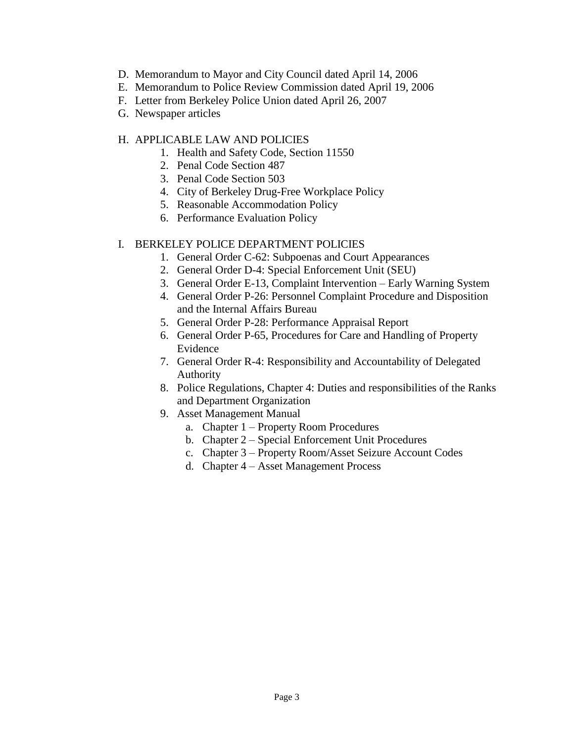D. Memorandum to Mayor and City Council dated April 14, 2006
E. Memorandum to Police Review Commission dated April 19, 2006
F. Letter from Berkeley Police Union dated April 26, 2007
G. Newspaper articles

H. APPLICABLE LAW AND POLICIES
   1. Health and Safety Code, Section 11550
   2. Penal Code Section 487
   3. Penal Code Section 503
   4. City of Berkeley Drug-Free Workplace Policy
   5. Reasonable Accommodation Policy
   6. Performance Evaluation Policy

I. BERKELEY POLICE DEPARTMENT POLICIES
   1. General Order C-62: Subpoenas and Court Appearances
   2. General Order D-4: Special Enforcement Unit (SEU)
   3. General Order E-13, Complaint Intervention – Early Warning System
   4. General Order P-26: Personnel Complaint Procedure and Disposition and the Internal Affairs Bureau
   5. General Order P-28: Performance Appraisal Report
   6. General Order P-65, Procedures for Care and Handling of Property Evidence
   7. General Order R-4: Responsibility and Accountability of Delegated Authority
   8. Police Regulations, Chapter 4: Duties and responsibilities of the Ranks and Department Organization
   9. Asset Management Manual
      a. Chapter 1 – Property Room Procedures
      b. Chapter 2 – Special Enforcement Unit Procedures
      c. Chapter 3 – Property Room/Asset Seizure Account Codes
      d. Chapter 4 – Asset Management Process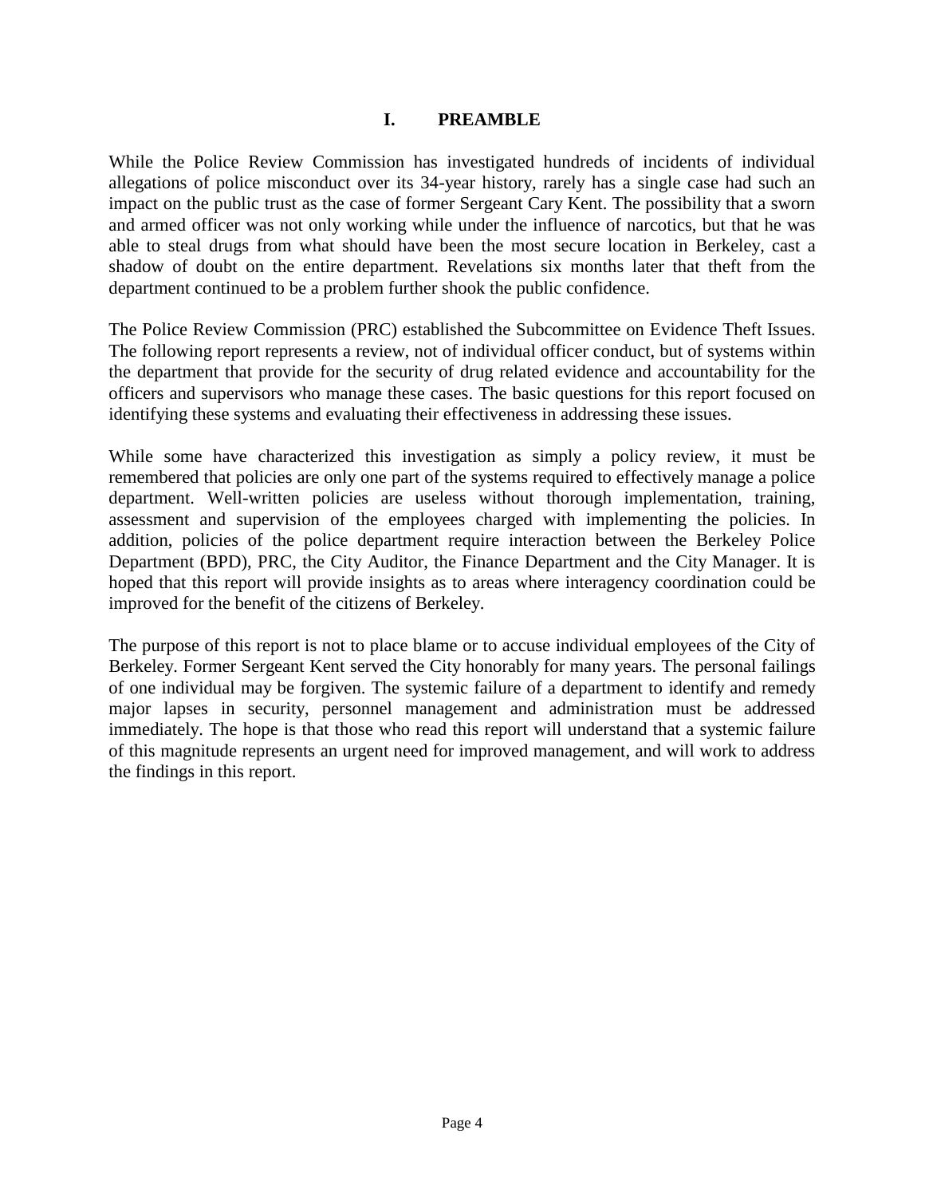# I. PREAMBLE

While the Police Review Commission has investigated hundreds of incidents of individual allegations of police misconduct over its 34-year history, rarely has a single case had such an impact on the public trust as the case of former Sergeant Cary Kent. The possibility that a sworn and armed officer was not only working while under the influence of narcotics, but that he was able to steal drugs from what should have been the most secure location in Berkeley, cast a shadow of doubt on the entire department. Revelations six months later that theft from the department continued to be a problem further shook the public confidence.

The Police Review Commission (PRC) established the Subcommittee on Evidence Theft Issues. The following report represents a review, not of individual officer conduct, but of systems within the department that provide for the security of drug related evidence and accountability for the officers and supervisors who manage these cases. The basic questions for this report focused on identifying these systems and evaluating their effectiveness in addressing these issues.

While some have characterized this investigation as simply a policy review, it must be remembered that policies are only one part of the systems required to effectively manage a police department. Well-written policies are useless without thorough implementation, training, assessment and supervision of the employees charged with implementing the policies. In addition, policies of the police department require interaction between the Berkeley Police Department (BPD), PRC, the City Auditor, the Finance Department and the City Manager. It is hoped that this report will provide insights as to areas where interagency coordination could be improved for the benefit of the citizens of Berkeley.

The purpose of this report is not to place blame or to accuse individual employees of the City of Berkeley. Former Sergeant Kent served the City honorably for many years. The personal failings of one individual may be forgiven. The systemic failure of a department to identify and remedy major lapses in security, personnel management and administration must be addressed immediately. The hope is that those who read this report will understand that a systemic failure of this magnitude represents an urgent need for improved management, and will work to address the findings in this report.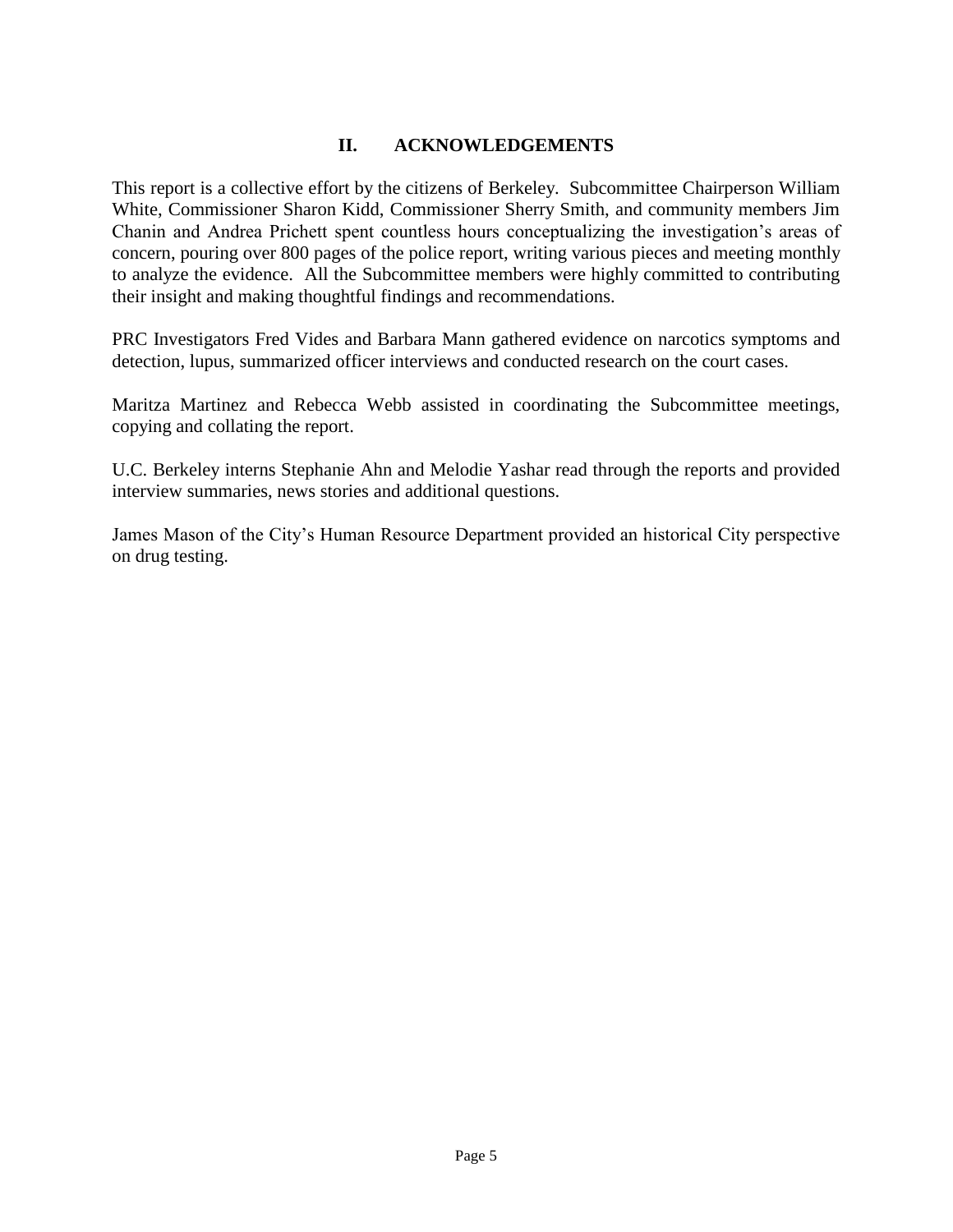## II. ACKNOWLEDGEMENTS

This report is a collective effort by the citizens of Berkeley. Subcommittee Chairperson William White, Commissioner Sharon Kidd, Commissioner Sherry Smith, and community members Jim Chanin and Andrea Prichett spent countless hours conceptualizing the investigation's areas of concern, pouring over 800 pages of the police report, writing various pieces and meeting monthly to analyze the evidence. All the Subcommittee members were highly committed to contributing their insight and making thoughtful findings and recommendations.

PRC Investigators Fred Vides and Barbara Mann gathered evidence on narcotics symptoms and detection, lupus, summarized officer interviews and conducted research on the court cases.

Maritza Martinez and Rebecca Webb assisted in coordinating the Subcommittee meetings, copying and collating the report.

U.C. Berkeley interns Stephanie Ahn and Melodie Yashar read through the reports and provided interview summaries, news stories and additional questions.

James Mason of the City's Human Resource Department provided an historical City perspective on drug testing.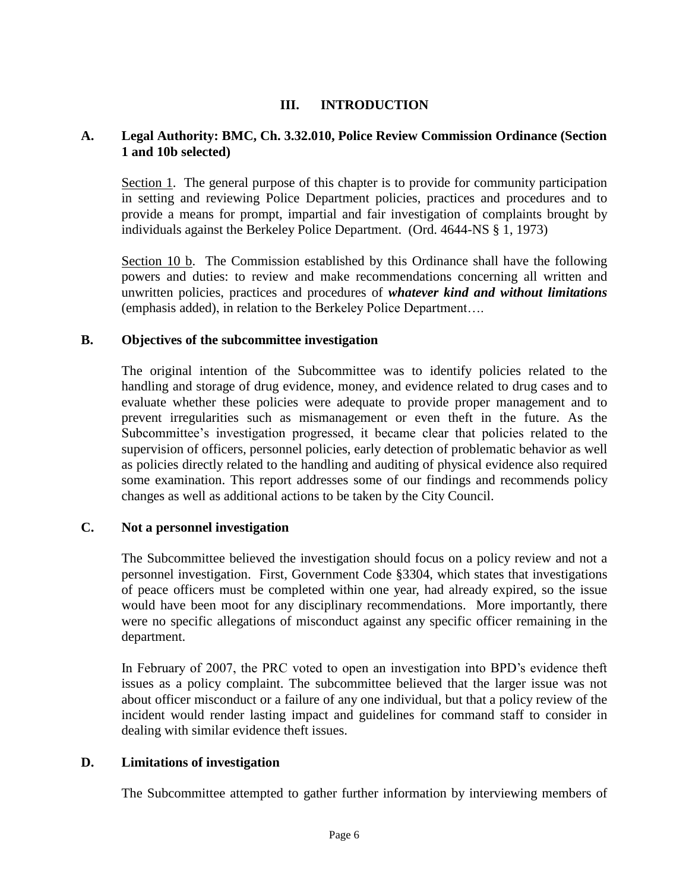# III. INTRODUCTION

## A. Legal Authority: BMC, Ch. 3.32.010, Police Review Commission Ordinance (Section 1 and 10b selected)

Section 1. The general purpose of this chapter is to provide for community participation in setting and reviewing Police Department policies, practices and procedures and to provide a means for prompt, impartial and fair investigation of complaints brought by individuals against the Berkeley Police Department. (Ord. 4644-NS § 1, 1973)

Section 10 b. The Commission established by this Ordinance shall have the following powers and duties: to review and make recommendations concerning all written and unwritten policies, practices and procedures of ***whatever kind and without limitations*** (emphasis added), in relation to the Berkeley Police Department….

## B. Objectives of the subcommittee investigation

The original intention of the Subcommittee was to identify policies related to the handling and storage of drug evidence, money, and evidence related to drug cases and to evaluate whether these policies were adequate to provide proper management and to prevent irregularities such as mismanagement or even theft in the future. As the Subcommittee's investigation progressed, it became clear that policies related to the supervision of officers, personnel policies, early detection of problematic behavior as well as policies directly related to the handling and auditing of physical evidence also required some examination. This report addresses some of our findings and recommends policy changes as well as additional actions to be taken by the City Council.

## C. Not a personnel investigation

The Subcommittee believed the investigation should focus on a policy review and not a personnel investigation. First, Government Code §3304, which states that investigations of peace officers must be completed within one year, had already expired, so the issue would have been moot for any disciplinary recommendations. More importantly, there were no specific allegations of misconduct against any specific officer remaining in the department.

In February of 2007, the PRC voted to open an investigation into BPD's evidence theft issues as a policy complaint. The subcommittee believed that the larger issue was not about officer misconduct or a failure of any one individual, but that a policy review of the incident would render lasting impact and guidelines for command staff to consider in dealing with similar evidence theft issues.

## D. Limitations of investigation

The Subcommittee attempted to gather further information by interviewing members of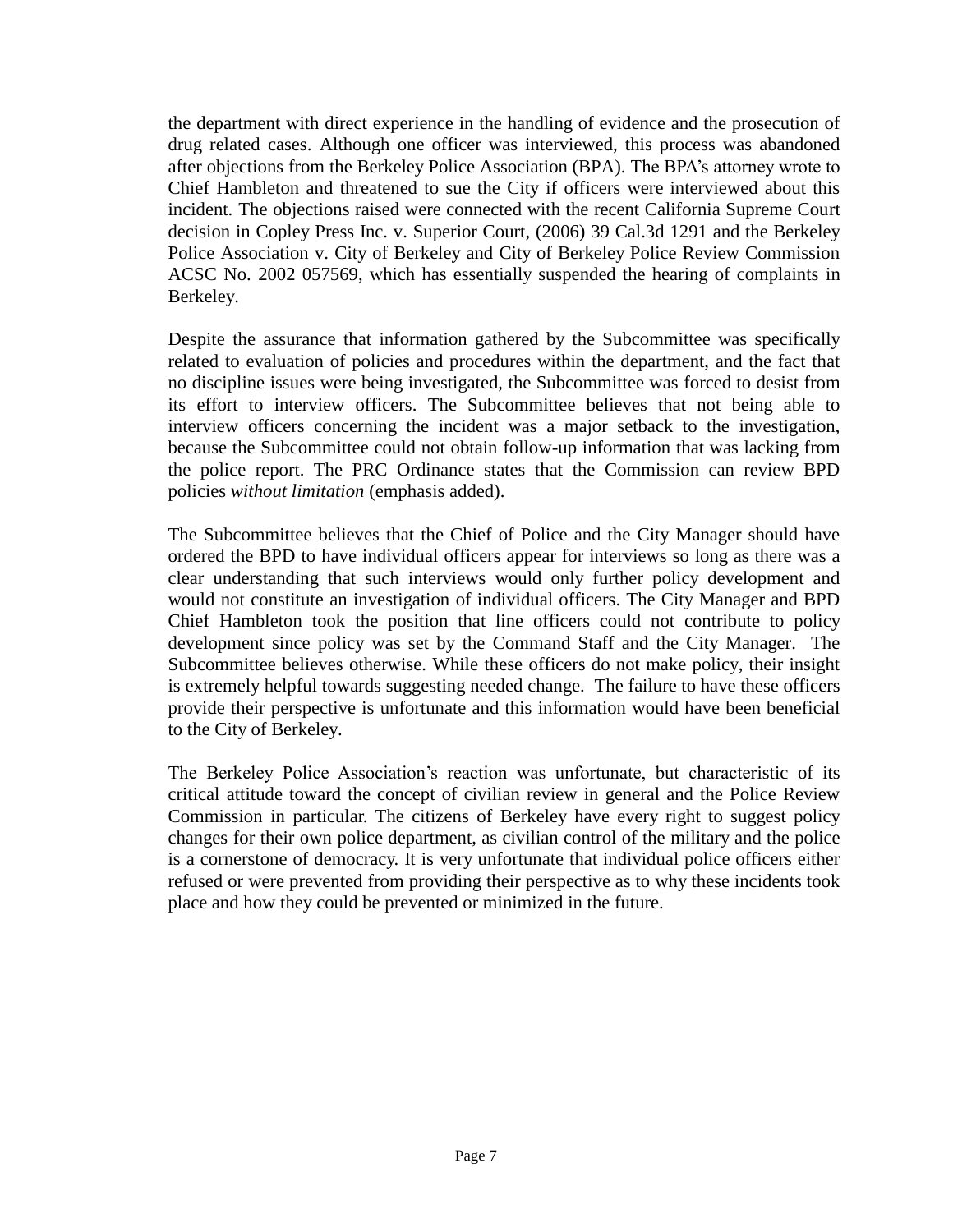the department with direct experience in the handling of evidence and the prosecution of drug related cases. Although one officer was interviewed, this process was abandoned after objections from the Berkeley Police Association (BPA). The BPA's attorney wrote to Chief Hambleton and threatened to sue the City if officers were interviewed about this incident. The objections raised were connected with the recent California Supreme Court decision in Copley Press Inc. v. Superior Court, (2006) 39 Cal.3d 1291 and the Berkeley Police Association v. City of Berkeley and City of Berkeley Police Review Commission ACSC No. 2002 057569, which has essentially suspended the hearing of complaints in Berkeley.

Despite the assurance that information gathered by the Subcommittee was specifically related to evaluation of policies and procedures within the department, and the fact that no discipline issues were being investigated, the Subcommittee was forced to desist from its effort to interview officers. The Subcommittee believes that not being able to interview officers concerning the incident was a major setback to the investigation, because the Subcommittee could not obtain follow-up information that was lacking from the police report. The PRC Ordinance states that the Commission can review BPD policies *without limitation* (emphasis added).

The Subcommittee believes that the Chief of Police and the City Manager should have ordered the BPD to have individual officers appear for interviews so long as there was a clear understanding that such interviews would only further policy development and would not constitute an investigation of individual officers. The City Manager and BPD Chief Hambleton took the position that line officers could not contribute to policy development since policy was set by the Command Staff and the City Manager. The Subcommittee believes otherwise. While these officers do not make policy, their insight is extremely helpful towards suggesting needed change. The failure to have these officers provide their perspective is unfortunate and this information would have been beneficial to the City of Berkeley.

The Berkeley Police Association's reaction was unfortunate, but characteristic of its critical attitude toward the concept of civilian review in general and the Police Review Commission in particular. The citizens of Berkeley have every right to suggest policy changes for their own police department, as civilian control of the military and the police is a cornerstone of democracy. It is very unfortunate that individual police officers either refused or were prevented from providing their perspective as to why these incidents took place and how they could be prevented or minimized in the future.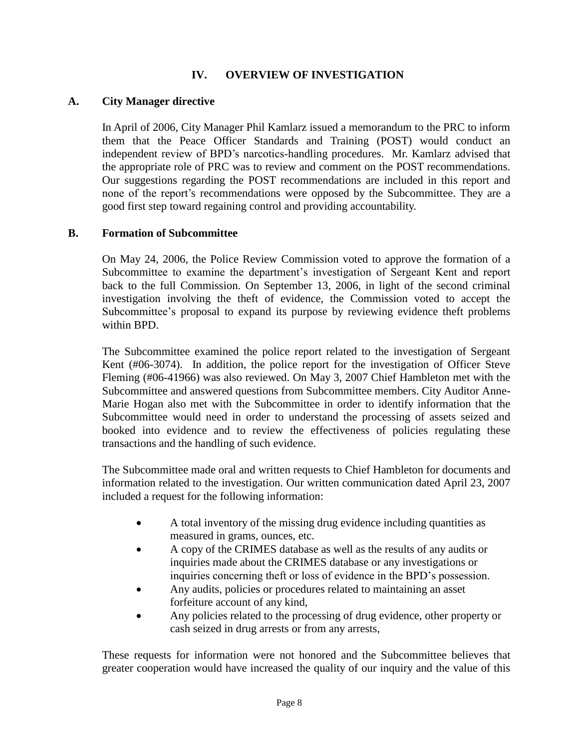# IV. OVERVIEW OF INVESTIGATION

## A. City Manager directive

In April of 2006, City Manager Phil Kamlarz issued a memorandum to the PRC to inform them that the Peace Officer Standards and Training (POST) would conduct an independent review of BPD's narcotics-handling procedures. Mr. Kamlarz advised that the appropriate role of PRC was to review and comment on the POST recommendations. Our suggestions regarding the POST recommendations are included in this report and none of the report's recommendations were opposed by the Subcommittee. They are a good first step toward regaining control and providing accountability.

## B. Formation of Subcommittee

On May 24, 2006, the Police Review Commission voted to approve the formation of a Subcommittee to examine the department's investigation of Sergeant Kent and report back to the full Commission. On September 13, 2006, in light of the second criminal investigation involving the theft of evidence, the Commission voted to accept the Subcommittee's proposal to expand its purpose by reviewing evidence theft problems within BPD.

The Subcommittee examined the police report related to the investigation of Sergeant Kent (#06-3074). In addition, the police report for the investigation of Officer Steve Fleming (#06-41966) was also reviewed. On May 3, 2007 Chief Hambleton met with the Subcommittee and answered questions from Subcommittee members. City Auditor Anne-Marie Hogan also met with the Subcommittee in order to identify information that the Subcommittee would need in order to understand the processing of assets seized and booked into evidence and to review the effectiveness of policies regulating these transactions and the handling of such evidence.

The Subcommittee made oral and written requests to Chief Hambleton for documents and information related to the investigation. Our written communication dated April 23, 2007 included a request for the following information:

- A total inventory of the missing drug evidence including quantities as measured in grams, ounces, etc.
- A copy of the CRIMES database as well as the results of any audits or inquiries made about the CRIMES database or any investigations or inquiries concerning theft or loss of evidence in the BPD's possession.
- Any audits, policies or procedures related to maintaining an asset forfeiture account of any kind,
- Any policies related to the processing of drug evidence, other property or cash seized in drug arrests or from any arrests,

These requests for information were not honored and the Subcommittee believes that greater cooperation would have increased the quality of our inquiry and the value of this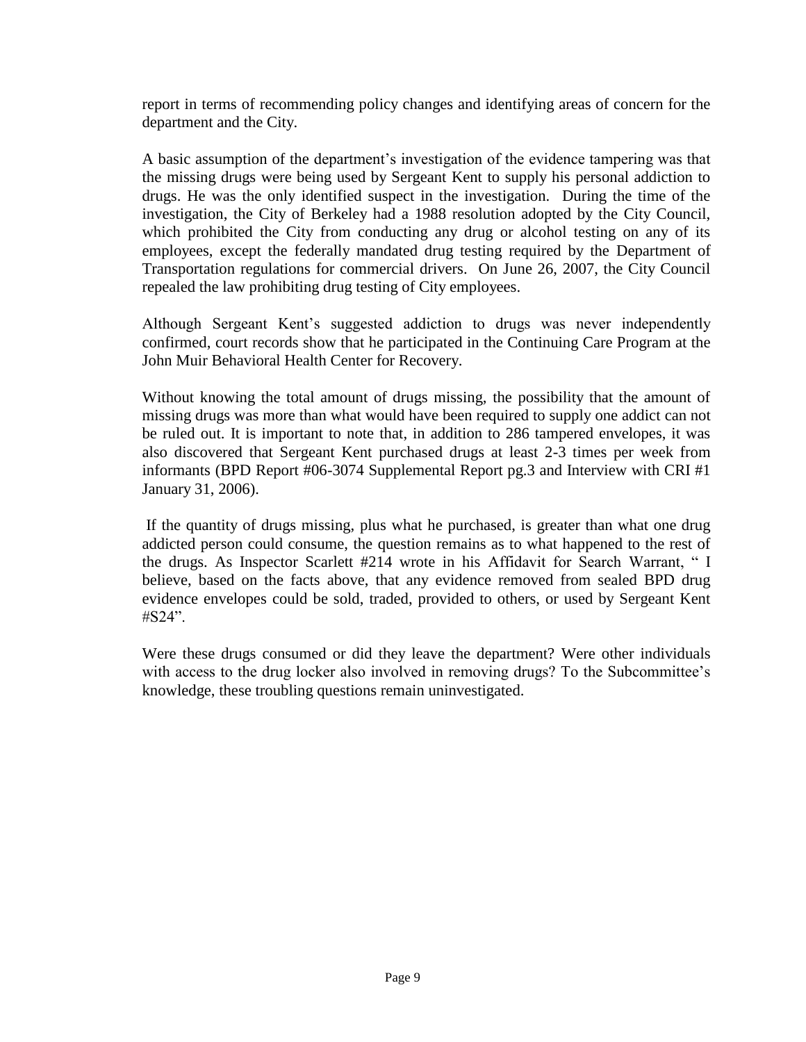report in terms of recommending policy changes and identifying areas of concern for the department and the City.

A basic assumption of the department's investigation of the evidence tampering was that the missing drugs were being used by Sergeant Kent to supply his personal addiction to drugs. He was the only identified suspect in the investigation. During the time of the investigation, the City of Berkeley had a 1988 resolution adopted by the City Council, which prohibited the City from conducting any drug or alcohol testing on any of its employees, except the federally mandated drug testing required by the Department of Transportation regulations for commercial drivers. On June 26, 2007, the City Council repealed the law prohibiting drug testing of City employees.

Although Sergeant Kent's suggested addiction to drugs was never independently confirmed, court records show that he participated in the Continuing Care Program at the John Muir Behavioral Health Center for Recovery.

Without knowing the total amount of drugs missing, the possibility that the amount of missing drugs was more than what would have been required to supply one addict can not be ruled out. It is important to note that, in addition to 286 tampered envelopes, it was also discovered that Sergeant Kent purchased drugs at least 2-3 times per week from informants (BPD Report #06-3074 Supplemental Report pg.3 and Interview with CRI #1 January 31, 2006).

If the quantity of drugs missing, plus what he purchased, is greater than what one drug addicted person could consume, the question remains as to what happened to the rest of the drugs. As Inspector Scarlett #214 wrote in his Affidavit for Search Warrant, " I believe, based on the facts above, that any evidence removed from sealed BPD drug evidence envelopes could be sold, traded, provided to others, or used by Sergeant Kent #S24".

Were these drugs consumed or did they leave the department? Were other individuals with access to the drug locker also involved in removing drugs? To the Subcommittee's knowledge, these troubling questions remain uninvestigated.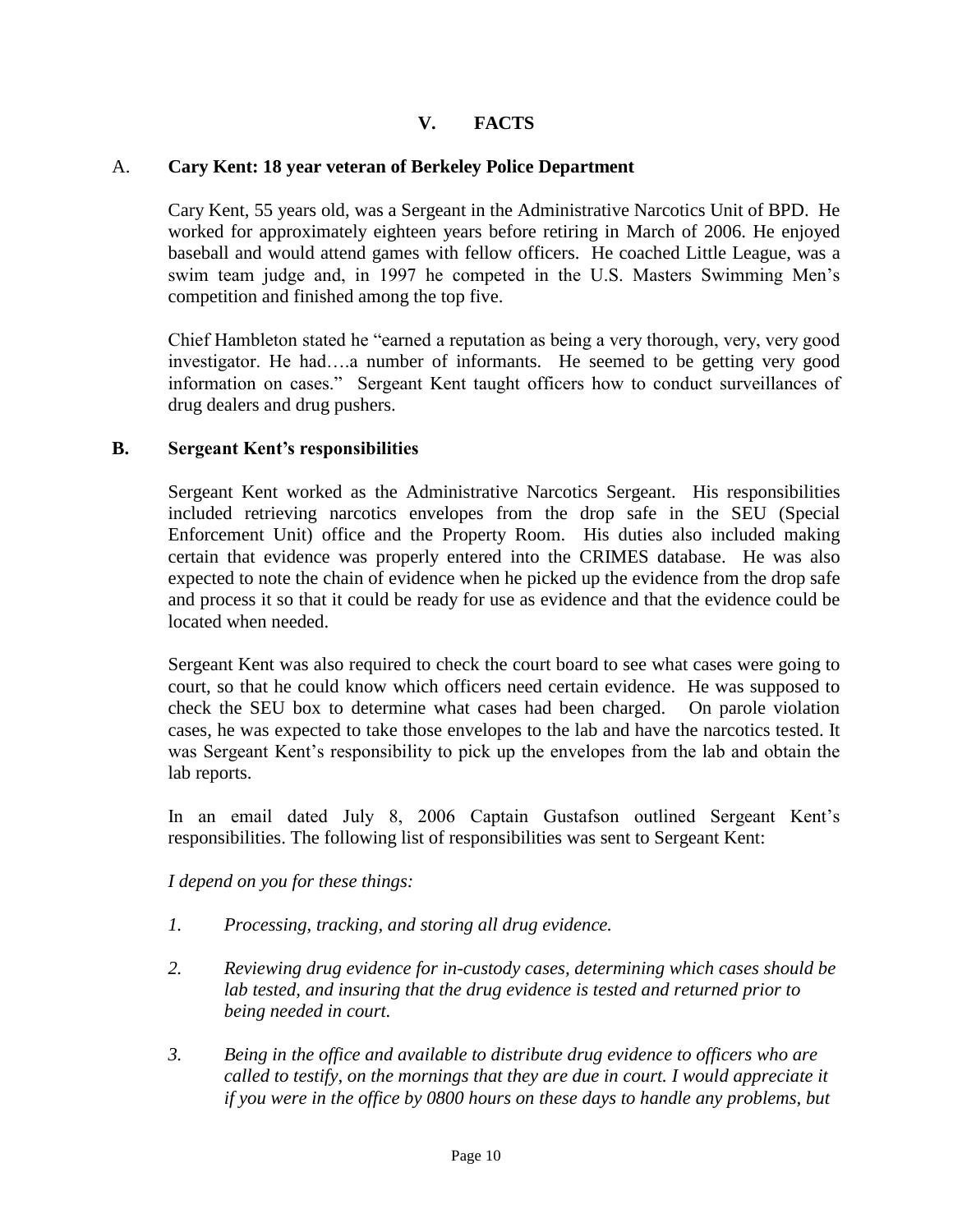## V. FACTS

### A. Cary Kent: 18 year veteran of Berkeley Police Department

Cary Kent, 55 years old, was a Sergeant in the Administrative Narcotics Unit of BPD. He worked for approximately eighteen years before retiring in March of 2006. He enjoyed baseball and would attend games with fellow officers. He coached Little League, was a swim team judge and, in 1997 he competed in the U.S. Masters Swimming Men's competition and finished among the top five.

Chief Hambleton stated he "earned a reputation as being a very thorough, very, very good investigator. He had….a number of informants. He seemed to be getting very good information on cases." Sergeant Kent taught officers how to conduct surveillances of drug dealers and drug pushers.

### B. Sergeant Kent's responsibilities

Sergeant Kent worked as the Administrative Narcotics Sergeant. His responsibilities included retrieving narcotics envelopes from the drop safe in the SEU (Special Enforcement Unit) office and the Property Room. His duties also included making certain that evidence was properly entered into the CRIMES database. He was also expected to note the chain of evidence when he picked up the evidence from the drop safe and process it so that it could be ready for use as evidence and that the evidence could be located when needed.

Sergeant Kent was also required to check the court board to see what cases were going to court, so that he could know which officers need certain evidence. He was supposed to check the SEU box to determine what cases had been charged. On parole violation cases, he was expected to take those envelopes to the lab and have the narcotics tested. It was Sergeant Kent's responsibility to pick up the envelopes from the lab and obtain the lab reports.

In an email dated July 8, 2006 Captain Gustafson outlined Sergeant Kent's responsibilities. The following list of responsibilities was sent to Sergeant Kent:

*I depend on you for these things:*

1. *Processing, tracking, and storing all drug evidence.*
2. *Reviewing drug evidence for in-custody cases, determining which cases should be lab tested, and insuring that the drug evidence is tested and returned prior to being needed in court.*
3. *Being in the office and available to distribute drug evidence to officers who are called to testify, on the mornings that they are due in court. I would appreciate it if you were in the office by 0800 hours on these days to handle any problems, but*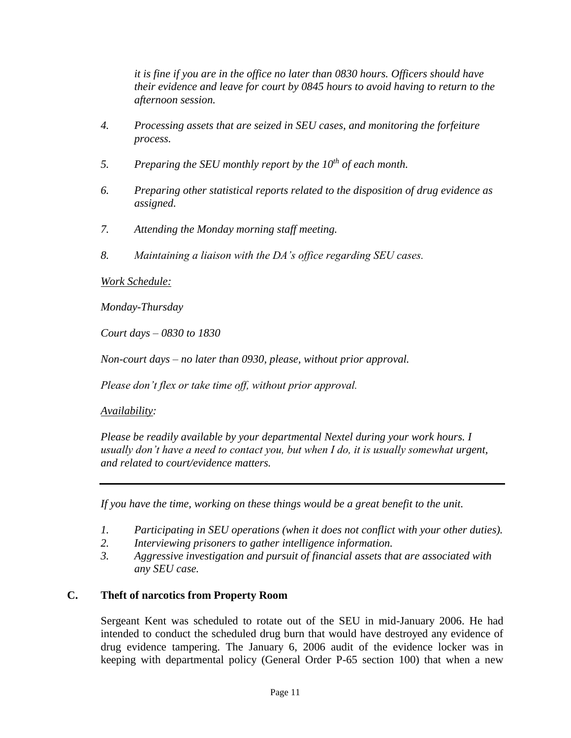*it is fine if you are in the office no later than 0830 hours. Officers should have their evidence and leave for court by 0845 hours to avoid having to return to the afternoon session.*

4. *Processing assets that are seized in SEU cases, and monitoring the forfeiture process.*

5. *Preparing the SEU monthly report by the 10th of each month.*

6. *Preparing other statistical reports related to the disposition of drug evidence as assigned.*

7. *Attending the Monday morning staff meeting.*

8. *Maintaining a liaison with the DA's office regarding SEU cases.*

*<u>Work Schedule:</u>*

*Monday-Thursday*

*Court days – 0830 to 1830*

*Non-court days – no later than 0930, please, without prior approval.*

*Please don't flex or take time off, without prior approval.*

*<u>Availability</u>:*

*Please be readily available by your departmental Nextel during your work hours. I usually don't have a need to contact you, but when I do, it is usually somewhat urgent, and related to court/evidence matters.*

---

*If you have the time, working on these things would be a great benefit to the unit.*

1. *Participating in SEU operations (when it does not conflict with your other duties).*
2. *Interviewing prisoners to gather intelligence information.*
3. *Aggressive investigation and pursuit of financial assets that are associated with any SEU case.*

## C. Theft of narcotics from Property Room

Sergeant Kent was scheduled to rotate out of the SEU in mid-January 2006. He had intended to conduct the scheduled drug burn that would have destroyed any evidence of drug evidence tampering. The January 6, 2006 audit of the evidence locker was in keeping with departmental policy (General Order P-65 section 100) that when a new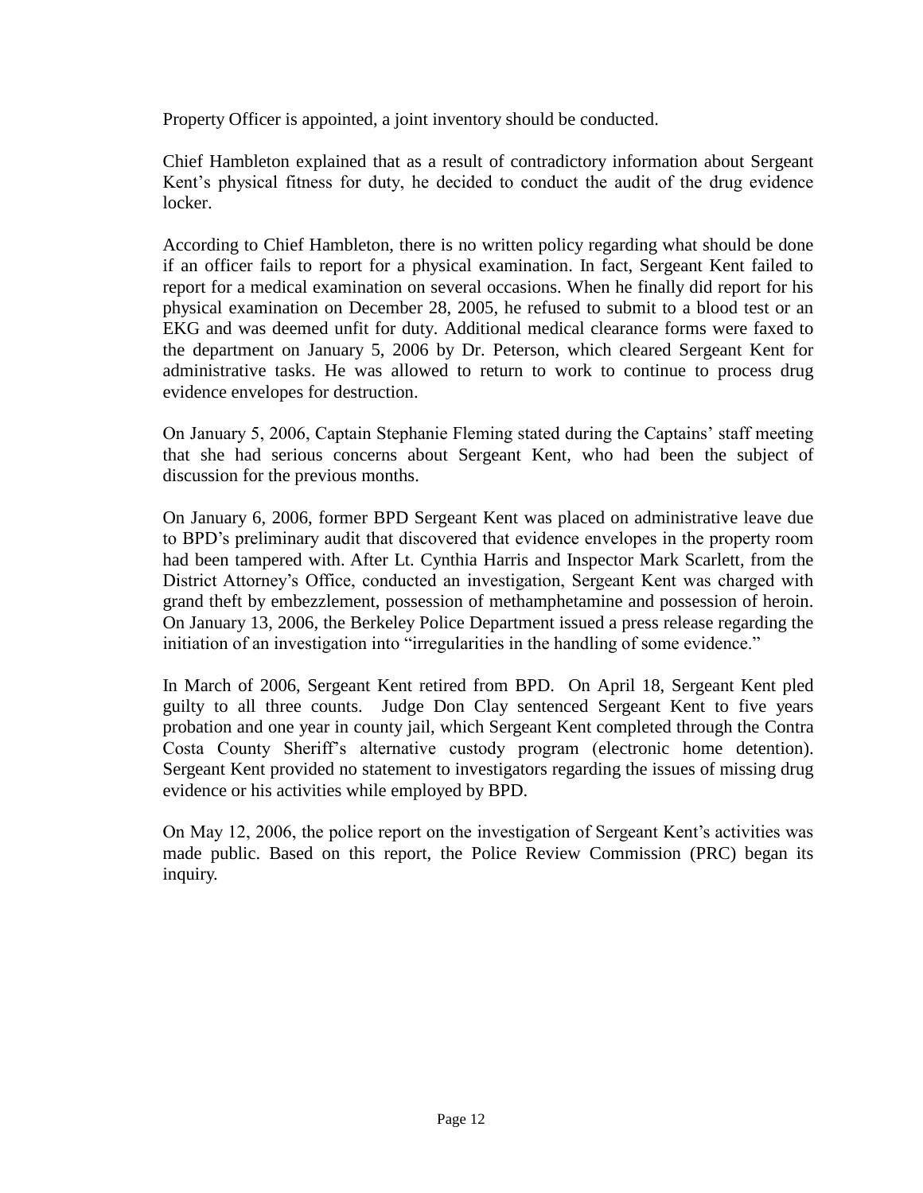Property Officer is appointed, a joint inventory should be conducted.

Chief Hambleton explained that as a result of contradictory information about Sergeant Kent's physical fitness for duty, he decided to conduct the audit of the drug evidence locker.

According to Chief Hambleton, there is no written policy regarding what should be done if an officer fails to report for a physical examination. In fact, Sergeant Kent failed to report for a medical examination on several occasions. When he finally did report for his physical examination on December 28, 2005, he refused to submit to a blood test or an EKG and was deemed unfit for duty. Additional medical clearance forms were faxed to the department on January 5, 2006 by Dr. Peterson, which cleared Sergeant Kent for administrative tasks. He was allowed to return to work to continue to process drug evidence envelopes for destruction.

On January 5, 2006, Captain Stephanie Fleming stated during the Captains' staff meeting that she had serious concerns about Sergeant Kent, who had been the subject of discussion for the previous months.

On January 6, 2006, former BPD Sergeant Kent was placed on administrative leave due to BPD's preliminary audit that discovered that evidence envelopes in the property room had been tampered with. After Lt. Cynthia Harris and Inspector Mark Scarlett, from the District Attorney's Office, conducted an investigation, Sergeant Kent was charged with grand theft by embezzlement, possession of methamphetamine and possession of heroin. On January 13, 2006, the Berkeley Police Department issued a press release regarding the initiation of an investigation into "irregularities in the handling of some evidence."

In March of 2006, Sergeant Kent retired from BPD. On April 18, Sergeant Kent pled guilty to all three counts. Judge Don Clay sentenced Sergeant Kent to five years probation and one year in county jail, which Sergeant Kent completed through the Contra Costa County Sheriff's alternative custody program (electronic home detention). Sergeant Kent provided no statement to investigators regarding the issues of missing drug evidence or his activities while employed by BPD.

On May 12, 2006, the police report on the investigation of Sergeant Kent's activities was made public. Based on this report, the Police Review Commission (PRC) began its inquiry.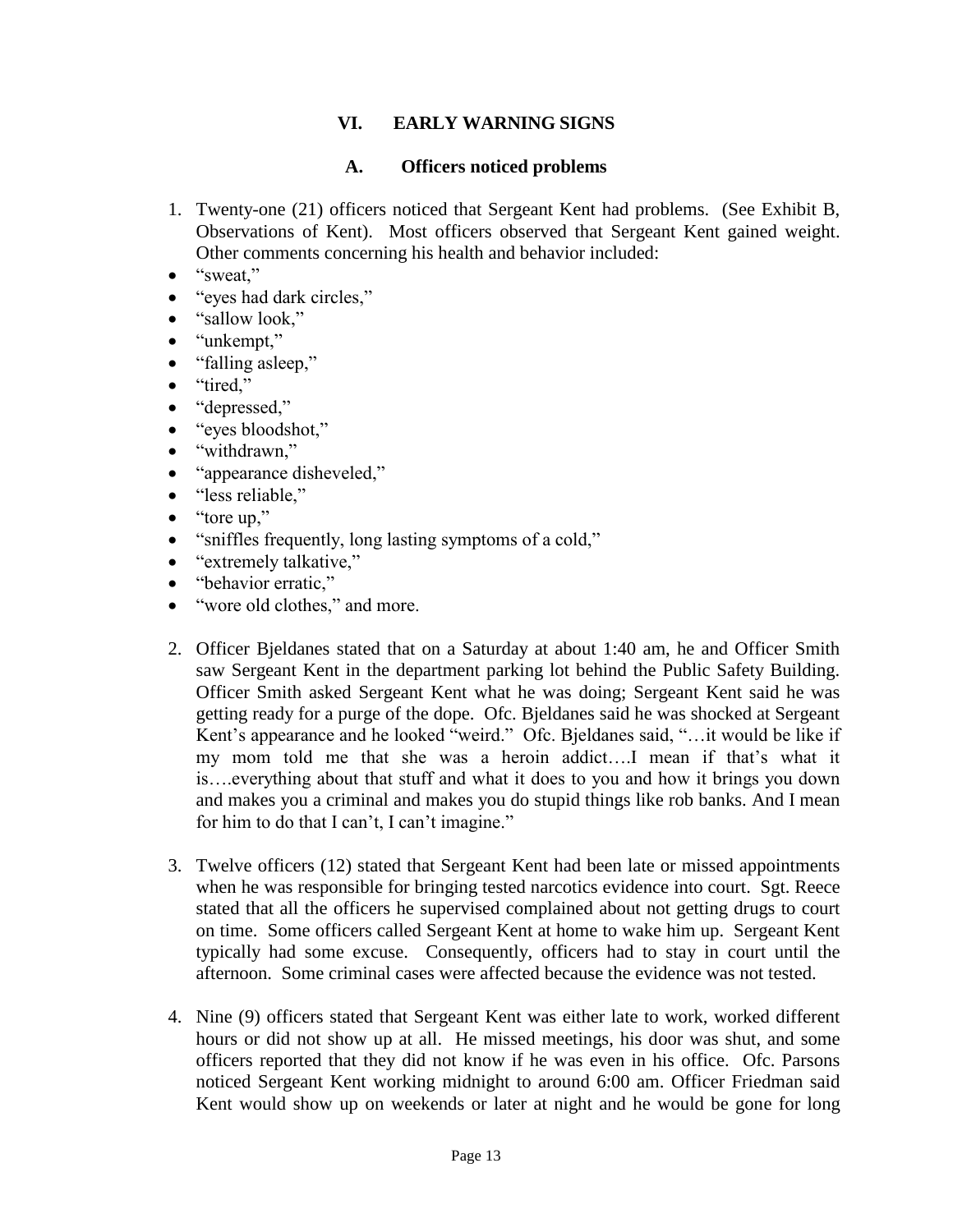## VI. EARLY WARNING SIGNS

### A. Officers noticed problems

1. Twenty-one (21) officers noticed that Sergeant Kent had problems. (See Exhibit B, Observations of Kent). Most officers observed that Sergeant Kent gained weight. Other comments concerning his health and behavior included:

- "sweat,"
- "eyes had dark circles,"
- "sallow look,"
- "unkempt,"
- "falling asleep,"
- "tired,"
- "depressed,"
- "eyes bloodshot,"
- "withdrawn,"
- "appearance disheveled,"
- "less reliable,"
- "tore up,"
- "sniffles frequently, long lasting symptoms of a cold,"
- "extremely talkative,"
- "behavior erratic,"
- "wore old clothes," and more.

2. Officer Bjeldanes stated that on a Saturday at about 1:40 am, he and Officer Smith saw Sergeant Kent in the department parking lot behind the Public Safety Building. Officer Smith asked Sergeant Kent what he was doing; Sergeant Kent said he was getting ready for a purge of the dope. Ofc. Bjeldanes said he was shocked at Sergeant Kent's appearance and he looked "weird." Ofc. Bjeldanes said, "…it would be like if my mom told me that she was a heroin addict….I mean if that's what it is….everything about that stuff and what it does to you and how it brings you down and makes you a criminal and makes you do stupid things like rob banks. And I mean for him to do that I can't, I can't imagine."

3. Twelve officers (12) stated that Sergeant Kent had been late or missed appointments when he was responsible for bringing tested narcotics evidence into court. Sgt. Reece stated that all the officers he supervised complained about not getting drugs to court on time. Some officers called Sergeant Kent at home to wake him up. Sergeant Kent typically had some excuse. Consequently, officers had to stay in court until the afternoon. Some criminal cases were affected because the evidence was not tested.

4. Nine (9) officers stated that Sergeant Kent was either late to work, worked different hours or did not show up at all. He missed meetings, his door was shut, and some officers reported that they did not know if he was even in his office. Ofc. Parsons noticed Sergeant Kent working midnight to around 6:00 am. Officer Friedman said Kent would show up on weekends or later at night and he would be gone for long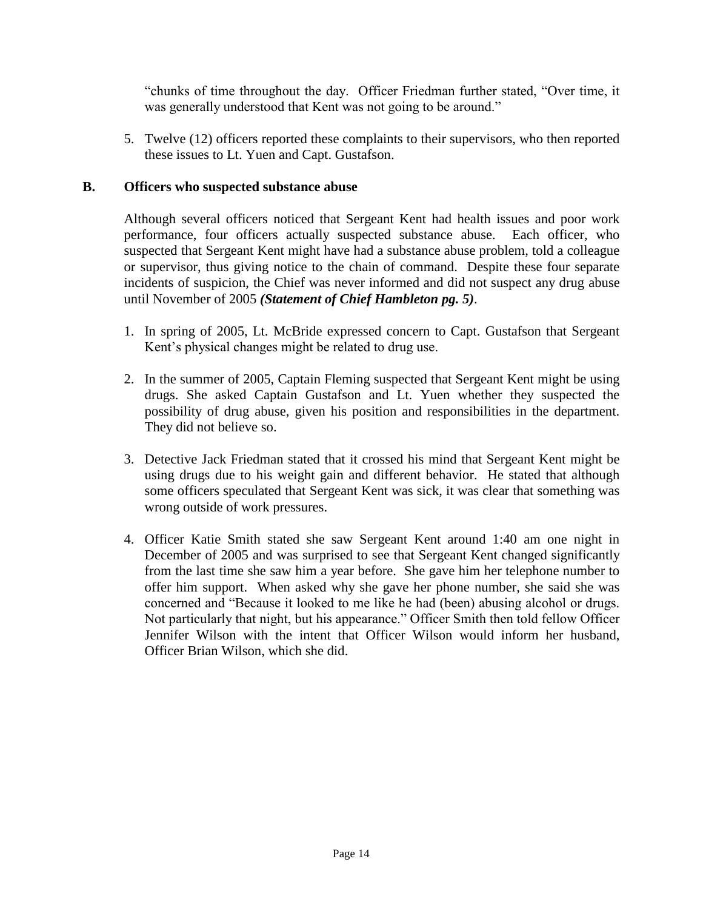"chunks of time throughout the day. Officer Friedman further stated, "Over time, it was generally understood that Kent was not going to be around."

5. Twelve (12) officers reported these complaints to their supervisors, who then reported these issues to Lt. Yuen and Capt. Gustafson.

## B. Officers who suspected substance abuse

Although several officers noticed that Sergeant Kent had health issues and poor work performance, four officers actually suspected substance abuse. Each officer, who suspected that Sergeant Kent might have had a substance abuse problem, told a colleague or supervisor, thus giving notice to the chain of command. Despite these four separate incidents of suspicion, the Chief was never informed and did not suspect any drug abuse until November of 2005 ***(Statement of Chief Hambleton pg. 5)***.

1. In spring of 2005, Lt. McBride expressed concern to Capt. Gustafson that Sergeant Kent's physical changes might be related to drug use.

2. In the summer of 2005, Captain Fleming suspected that Sergeant Kent might be using drugs. She asked Captain Gustafson and Lt. Yuen whether they suspected the possibility of drug abuse, given his position and responsibilities in the department. They did not believe so.

3. Detective Jack Friedman stated that it crossed his mind that Sergeant Kent might be using drugs due to his weight gain and different behavior. He stated that although some officers speculated that Sergeant Kent was sick, it was clear that something was wrong outside of work pressures.

4. Officer Katie Smith stated she saw Sergeant Kent around 1:40 am one night in December of 2005 and was surprised to see that Sergeant Kent changed significantly from the last time she saw him a year before. She gave him her telephone number to offer him support. When asked why she gave her phone number, she said she was concerned and "Because it looked to me like he had (been) abusing alcohol or drugs. Not particularly that night, but his appearance." Officer Smith then told fellow Officer Jennifer Wilson with the intent that Officer Wilson would inform her husband, Officer Brian Wilson, which she did.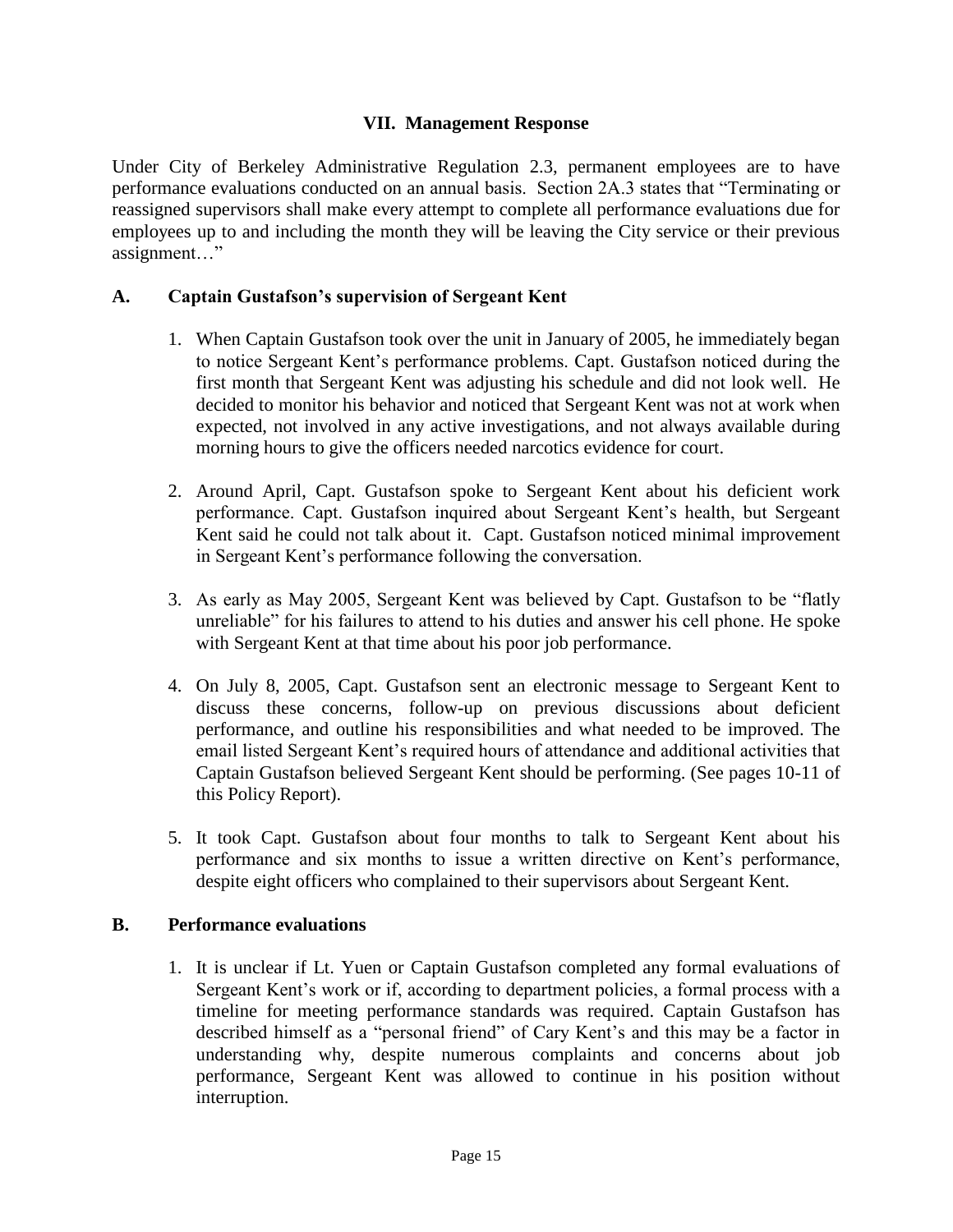## VII. Management Response

Under City of Berkeley Administrative Regulation 2.3, permanent employees are to have performance evaluations conducted on an annual basis. Section 2A.3 states that "Terminating or reassigned supervisors shall make every attempt to complete all performance evaluations due for employees up to and including the month they will be leaving the City service or their previous assignment…"

### A. Captain Gustafson's supervision of Sergeant Kent

1. When Captain Gustafson took over the unit in January of 2005, he immediately began to notice Sergeant Kent's performance problems. Capt. Gustafson noticed during the first month that Sergeant Kent was adjusting his schedule and did not look well. He decided to monitor his behavior and noticed that Sergeant Kent was not at work when expected, not involved in any active investigations, and not always available during morning hours to give the officers needed narcotics evidence for court.
2. Around April, Capt. Gustafson spoke to Sergeant Kent about his deficient work performance. Capt. Gustafson inquired about Sergeant Kent's health, but Sergeant Kent said he could not talk about it. Capt. Gustafson noticed minimal improvement in Sergeant Kent's performance following the conversation.
3. As early as May 2005, Sergeant Kent was believed by Capt. Gustafson to be "flatly unreliable" for his failures to attend to his duties and answer his cell phone. He spoke with Sergeant Kent at that time about his poor job performance.
4. On July 8, 2005, Capt. Gustafson sent an electronic message to Sergeant Kent to discuss these concerns, follow-up on previous discussions about deficient performance, and outline his responsibilities and what needed to be improved. The email listed Sergeant Kent's required hours of attendance and additional activities that Captain Gustafson believed Sergeant Kent should be performing. (See pages 10-11 of this Policy Report).
5. It took Capt. Gustafson about four months to talk to Sergeant Kent about his performance and six months to issue a written directive on Kent's performance, despite eight officers who complained to their supervisors about Sergeant Kent.

### B. Performance evaluations

1. It is unclear if Lt. Yuen or Captain Gustafson completed any formal evaluations of Sergeant Kent's work or if, according to department policies, a formal process with a timeline for meeting performance standards was required. Captain Gustafson has described himself as a "personal friend" of Cary Kent's and this may be a factor in understanding why, despite numerous complaints and concerns about job performance, Sergeant Kent was allowed to continue in his position without interruption.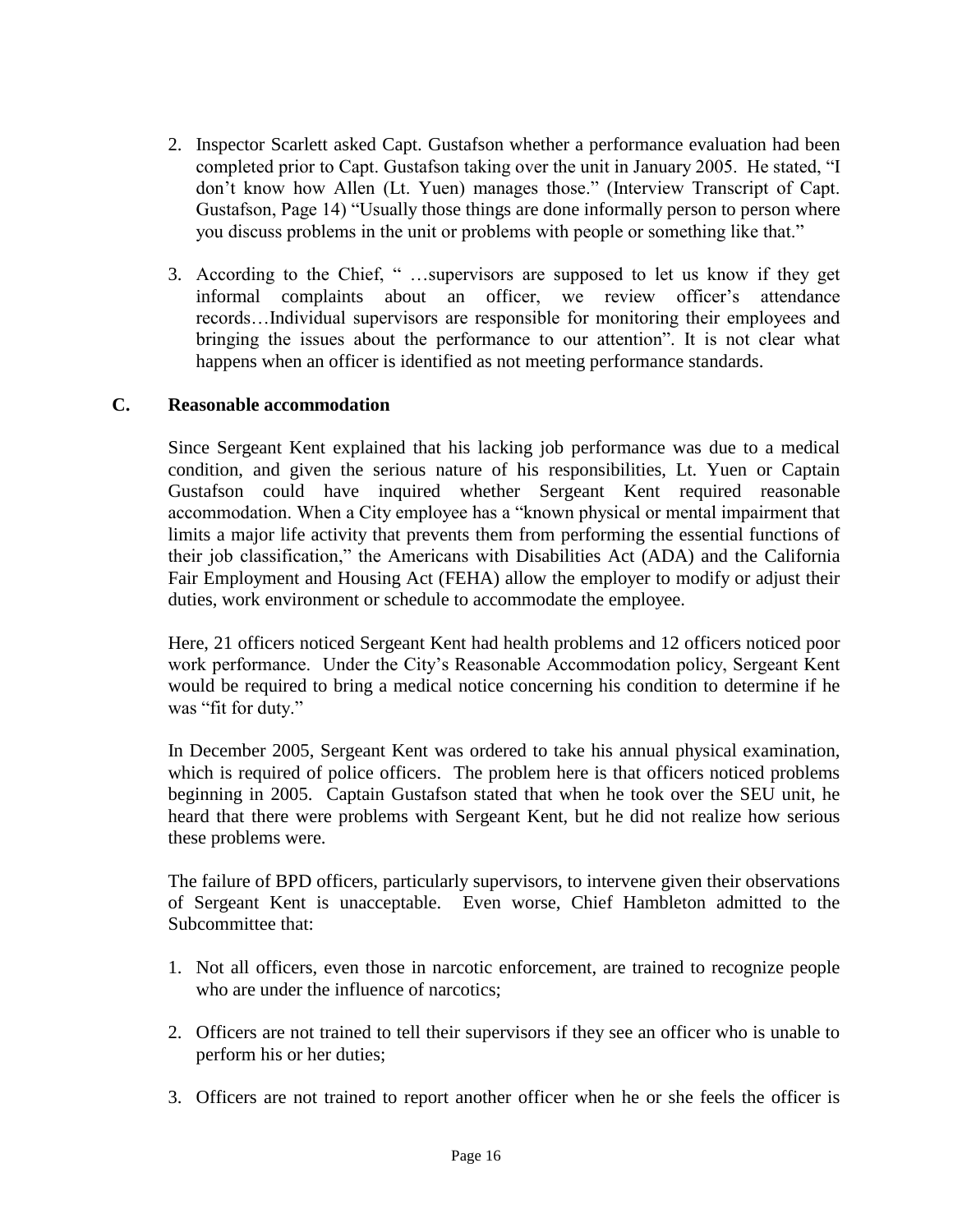2. Inspector Scarlett asked Capt. Gustafson whether a performance evaluation had been completed prior to Capt. Gustafson taking over the unit in January 2005. He stated, "I don't know how Allen (Lt. Yuen) manages those." (Interview Transcript of Capt. Gustafson, Page 14) "Usually those things are done informally person to person where you discuss problems in the unit or problems with people or something like that."

3. According to the Chief, " …supervisors are supposed to let us know if they get informal complaints about an officer, we review officer's attendance records…Individual supervisors are responsible for monitoring their employees and bringing the issues about the performance to our attention". It is not clear what happens when an officer is identified as not meeting performance standards.

## C. Reasonable accommodation

Since Sergeant Kent explained that his lacking job performance was due to a medical condition, and given the serious nature of his responsibilities, Lt. Yuen or Captain Gustafson could have inquired whether Sergeant Kent required reasonable accommodation. When a City employee has a "known physical or mental impairment that limits a major life activity that prevents them from performing the essential functions of their job classification," the Americans with Disabilities Act (ADA) and the California Fair Employment and Housing Act (FEHA) allow the employer to modify or adjust their duties, work environment or schedule to accommodate the employee.

Here, 21 officers noticed Sergeant Kent had health problems and 12 officers noticed poor work performance. Under the City's Reasonable Accommodation policy, Sergeant Kent would be required to bring a medical notice concerning his condition to determine if he was "fit for duty."

In December 2005, Sergeant Kent was ordered to take his annual physical examination, which is required of police officers. The problem here is that officers noticed problems beginning in 2005. Captain Gustafson stated that when he took over the SEU unit, he heard that there were problems with Sergeant Kent, but he did not realize how serious these problems were.

The failure of BPD officers, particularly supervisors, to intervene given their observations of Sergeant Kent is unacceptable. Even worse, Chief Hambleton admitted to the Subcommittee that:

1. Not all officers, even those in narcotic enforcement, are trained to recognize people who are under the influence of narcotics;

2. Officers are not trained to tell their supervisors if they see an officer who is unable to perform his or her duties;

3. Officers are not trained to report another officer when he or she feels the officer is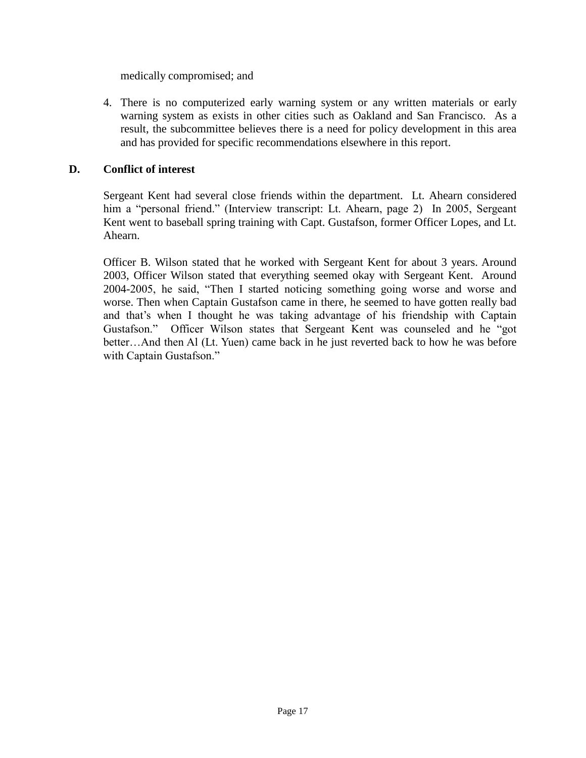medically compromised; and

4. There is no computerized early warning system or any written materials or early warning system as exists in other cities such as Oakland and San Francisco. As a result, the subcommittee believes there is a need for policy development in this area and has provided for specific recommendations elsewhere in this report.

**D. Conflict of interest**

Sergeant Kent had several close friends within the department. Lt. Ahearn considered him a "personal friend." (Interview transcript: Lt. Ahearn, page 2) In 2005, Sergeant Kent went to baseball spring training with Capt. Gustafson, former Officer Lopes, and Lt. Ahearn.

Officer B. Wilson stated that he worked with Sergeant Kent for about 3 years. Around 2003, Officer Wilson stated that everything seemed okay with Sergeant Kent. Around 2004-2005, he said, "Then I started noticing something going worse and worse and worse. Then when Captain Gustafson came in there, he seemed to have gotten really bad and that's when I thought he was taking advantage of his friendship with Captain Gustafson." Officer Wilson states that Sergeant Kent was counseled and he "got better…And then Al (Lt. Yuen) came back in he just reverted back to how he was before with Captain Gustafson."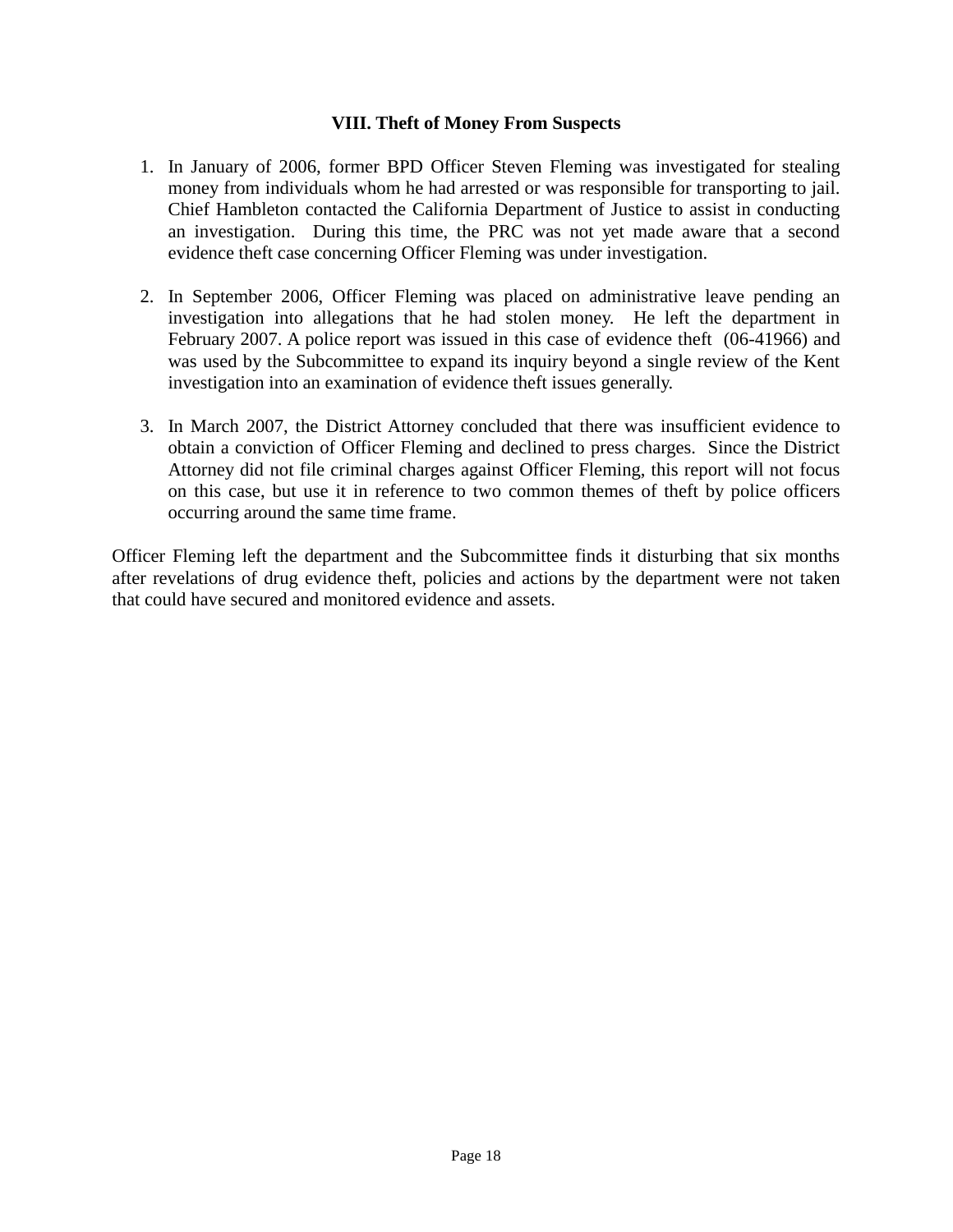## VIII. Theft of Money From Suspects

1. In January of 2006, former BPD Officer Steven Fleming was investigated for stealing money from individuals whom he had arrested or was responsible for transporting to jail. Chief Hambleton contacted the California Department of Justice to assist in conducting an investigation. During this time, the PRC was not yet made aware that a second evidence theft case concerning Officer Fleming was under investigation.

2. In September 2006, Officer Fleming was placed on administrative leave pending an investigation into allegations that he had stolen money. He left the department in February 2007. A police report was issued in this case of evidence theft (06-41966) and was used by the Subcommittee to expand its inquiry beyond a single review of the Kent investigation into an examination of evidence theft issues generally.

3. In March 2007, the District Attorney concluded that there was insufficient evidence to obtain a conviction of Officer Fleming and declined to press charges. Since the District Attorney did not file criminal charges against Officer Fleming, this report will not focus on this case, but use it in reference to two common themes of theft by police officers occurring around the same time frame.

Officer Fleming left the department and the Subcommittee finds it disturbing that six months after revelations of drug evidence theft, policies and actions by the department were not taken that could have secured and monitored evidence and assets.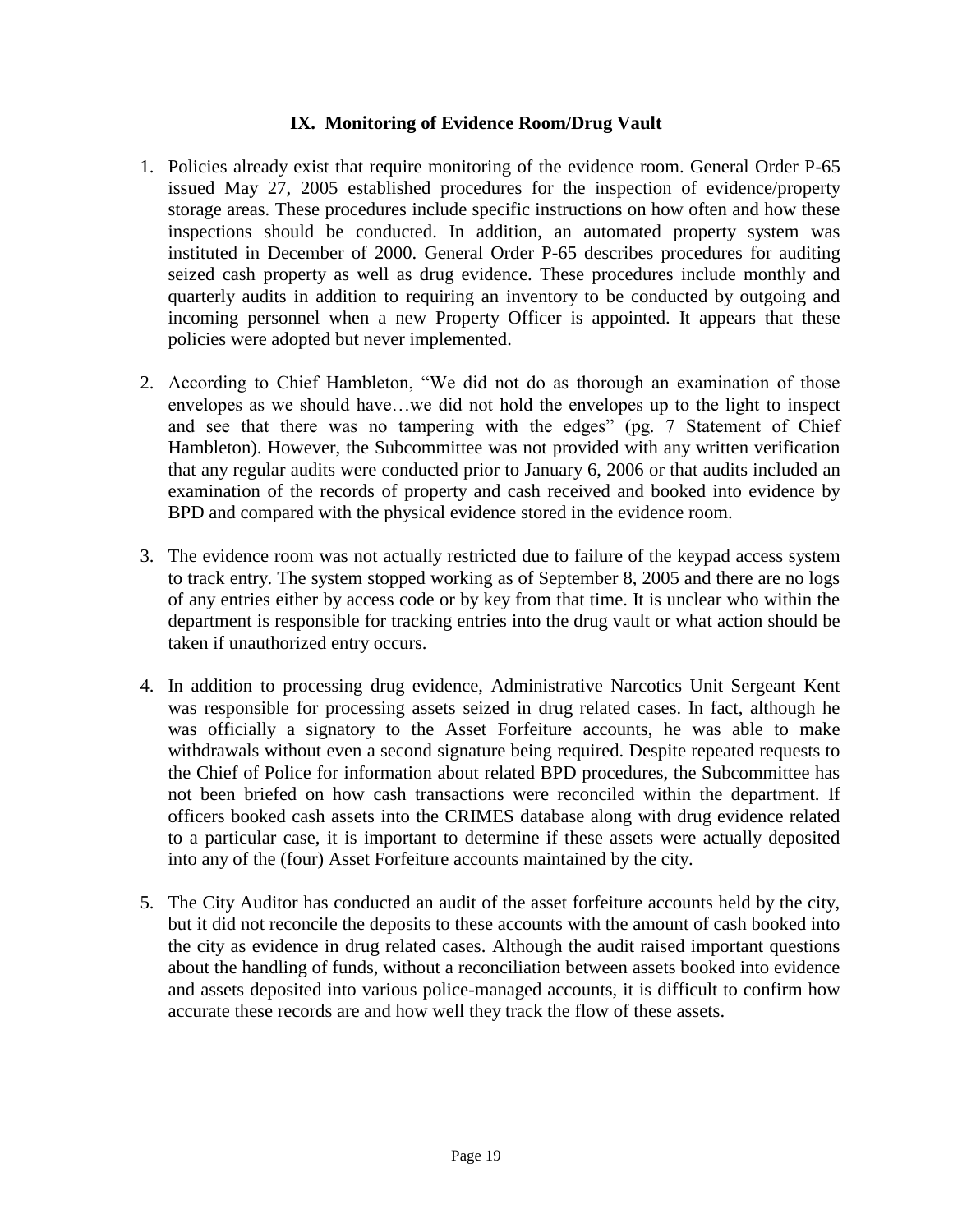## IX. Monitoring of Evidence Room/Drug Vault

1. Policies already exist that require monitoring of the evidence room. General Order P-65 issued May 27, 2005 established procedures for the inspection of evidence/property storage areas. These procedures include specific instructions on how often and how these inspections should be conducted. In addition, an automated property system was instituted in December of 2000. General Order P-65 describes procedures for auditing seized cash property as well as drug evidence. These procedures include monthly and quarterly audits in addition to requiring an inventory to be conducted by outgoing and incoming personnel when a new Property Officer is appointed. It appears that these policies were adopted but never implemented.

2. According to Chief Hambleton, "We did not do as thorough an examination of those envelopes as we should have…we did not hold the envelopes up to the light to inspect and see that there was no tampering with the edges" (pg. 7 Statement of Chief Hambleton). However, the Subcommittee was not provided with any written verification that any regular audits were conducted prior to January 6, 2006 or that audits included an examination of the records of property and cash received and booked into evidence by BPD and compared with the physical evidence stored in the evidence room.

3. The evidence room was not actually restricted due to failure of the keypad access system to track entry. The system stopped working as of September 8, 2005 and there are no logs of any entries either by access code or by key from that time. It is unclear who within the department is responsible for tracking entries into the drug vault or what action should be taken if unauthorized entry occurs.

4. In addition to processing drug evidence, Administrative Narcotics Unit Sergeant Kent was responsible for processing assets seized in drug related cases. In fact, although he was officially a signatory to the Asset Forfeiture accounts, he was able to make withdrawals without even a second signature being required. Despite repeated requests to the Chief of Police for information about related BPD procedures, the Subcommittee has not been briefed on how cash transactions were reconciled within the department. If officers booked cash assets into the CRIMES database along with drug evidence related to a particular case, it is important to determine if these assets were actually deposited into any of the (four) Asset Forfeiture accounts maintained by the city.

5. The City Auditor has conducted an audit of the asset forfeiture accounts held by the city, but it did not reconcile the deposits to these accounts with the amount of cash booked into the city as evidence in drug related cases. Although the audit raised important questions about the handling of funds, without a reconciliation between assets booked into evidence and assets deposited into various police-managed accounts, it is difficult to confirm how accurate these records are and how well they track the flow of these assets.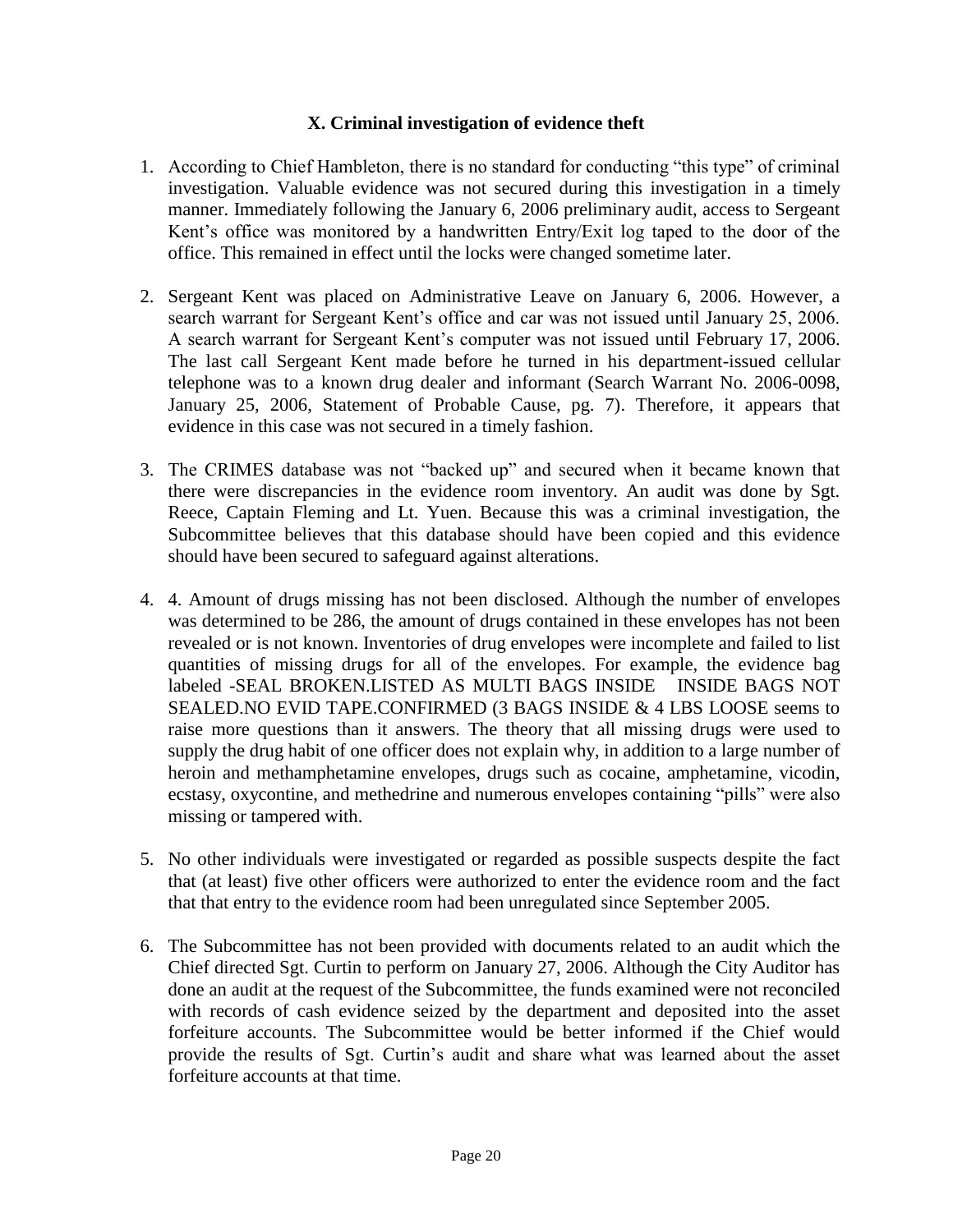### X. Criminal investigation of evidence theft

1. According to Chief Hambleton, there is no standard for conducting "this type" of criminal investigation. Valuable evidence was not secured during this investigation in a timely manner. Immediately following the January 6, 2006 preliminary audit, access to Sergeant Kent's office was monitored by a handwritten Entry/Exit log taped to the door of the office. This remained in effect until the locks were changed sometime later.

2. Sergeant Kent was placed on Administrative Leave on January 6, 2006. However, a search warrant for Sergeant Kent's office and car was not issued until January 25, 2006. A search warrant for Sergeant Kent's computer was not issued until February 17, 2006. The last call Sergeant Kent made before he turned in his department-issued cellular telephone was to a known drug dealer and informant (Search Warrant No. 2006-0098, January 25, 2006, Statement of Probable Cause, pg. 7). Therefore, it appears that evidence in this case was not secured in a timely fashion.

3. The CRIMES database was not "backed up" and secured when it became known that there were discrepancies in the evidence room inventory. An audit was done by Sgt. Reece, Captain Fleming and Lt. Yuen. Because this was a criminal investigation, the Subcommittee believes that this database should have been copied and this evidence should have been secured to safeguard against alterations.

4. 4. Amount of drugs missing has not been disclosed. Although the number of envelopes was determined to be 286, the amount of drugs contained in these envelopes has not been revealed or is not known. Inventories of drug envelopes were incomplete and failed to list quantities of missing drugs for all of the envelopes. For example, the evidence bag labeled -SEAL BROKEN.LISTED AS MULTI BAGS INSIDE INSIDE BAGS NOT SEALED.NO EVID TAPE.CONFIRMED (3 BAGS INSIDE & 4 LBS LOOSE seems to raise more questions than it answers. The theory that all missing drugs were used to supply the drug habit of one officer does not explain why, in addition to a large number of heroin and methamphetamine envelopes, drugs such as cocaine, amphetamine, vicodin, ecstasy, oxycontine, and methedrine and numerous envelopes containing "pills" were also missing or tampered with.

5. No other individuals were investigated or regarded as possible suspects despite the fact that (at least) five other officers were authorized to enter the evidence room and the fact that that entry to the evidence room had been unregulated since September 2005.

6. The Subcommittee has not been provided with documents related to an audit which the Chief directed Sgt. Curtin to perform on January 27, 2006. Although the City Auditor has done an audit at the request of the Subcommittee, the funds examined were not reconciled with records of cash evidence seized by the department and deposited into the asset forfeiture accounts. The Subcommittee would be better informed if the Chief would provide the results of Sgt. Curtin's audit and share what was learned about the asset forfeiture accounts at that time.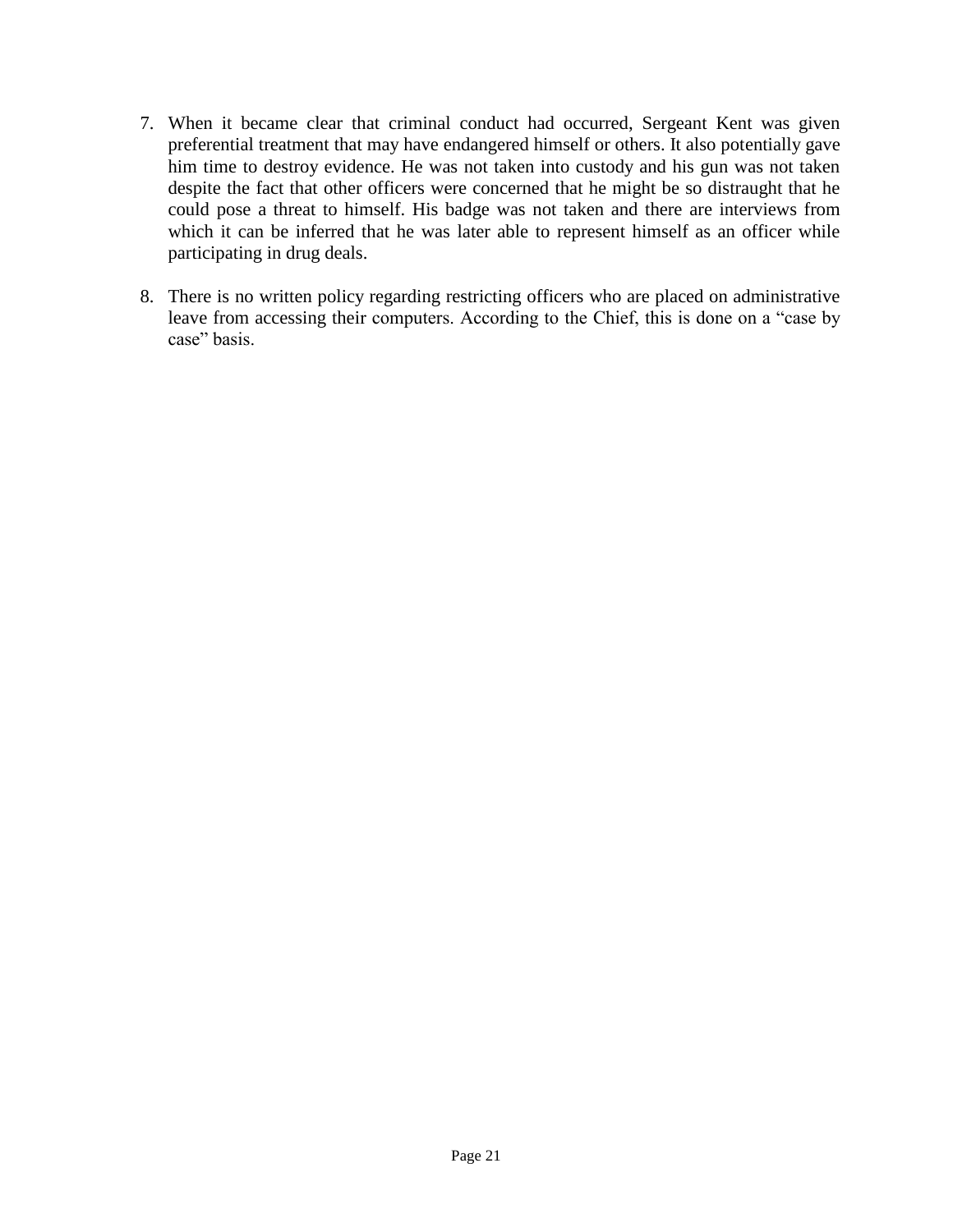7. When it became clear that criminal conduct had occurred, Sergeant Kent was given preferential treatment that may have endangered himself or others. It also potentially gave him time to destroy evidence. He was not taken into custody and his gun was not taken despite the fact that other officers were concerned that he might be so distraught that he could pose a threat to himself. His badge was not taken and there are interviews from which it can be inferred that he was later able to represent himself as an officer while participating in drug deals.

8. There is no written policy regarding restricting officers who are placed on administrative leave from accessing their computers. According to the Chief, this is done on a "case by case" basis.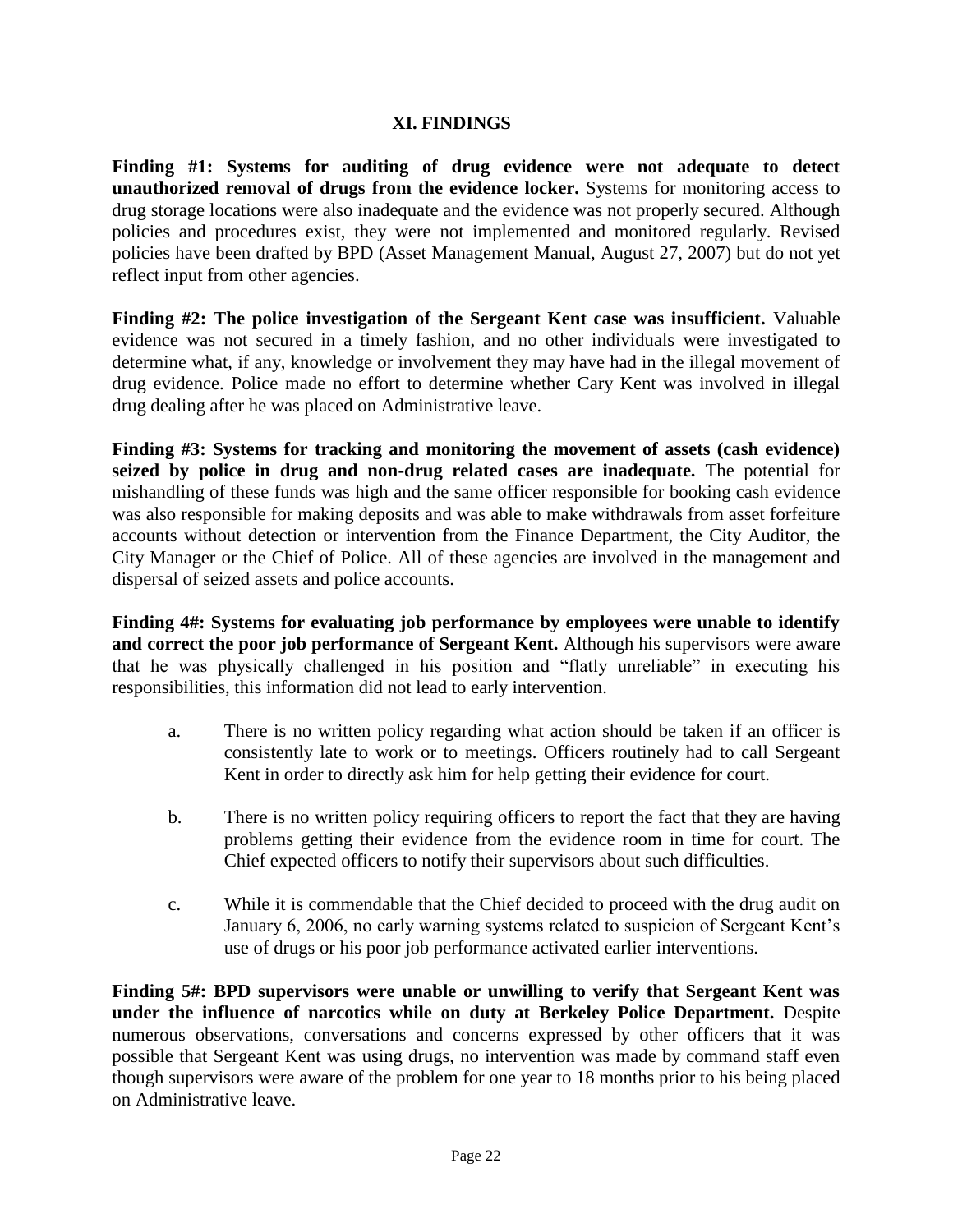## XI. FINDINGS

**Finding #1: Systems for auditing of drug evidence were not adequate to detect unauthorized removal of drugs from the evidence locker.** Systems for monitoring access to drug storage locations were also inadequate and the evidence was not properly secured. Although policies and procedures exist, they were not implemented and monitored regularly. Revised policies have been drafted by BPD (Asset Management Manual, August 27, 2007) but do not yet reflect input from other agencies.

**Finding #2: The police investigation of the Sergeant Kent case was insufficient.** Valuable evidence was not secured in a timely fashion, and no other individuals were investigated to determine what, if any, knowledge or involvement they may have had in the illegal movement of drug evidence. Police made no effort to determine whether Cary Kent was involved in illegal drug dealing after he was placed on Administrative leave.

**Finding #3: Systems for tracking and monitoring the movement of assets (cash evidence) seized by police in drug and non-drug related cases are inadequate.** The potential for mishandling of these funds was high and the same officer responsible for booking cash evidence was also responsible for making deposits and was able to make withdrawals from asset forfeiture accounts without detection or intervention from the Finance Department, the City Auditor, the City Manager or the Chief of Police. All of these agencies are involved in the management and dispersal of seized assets and police accounts.

**Finding 4#: Systems for evaluating job performance by employees were unable to identify and correct the poor job performance of Sergeant Kent.** Although his supervisors were aware that he was physically challenged in his position and "flatly unreliable" in executing his responsibilities, this information did not lead to early intervention.

a. There is no written policy regarding what action should be taken if an officer is consistently late to work or to meetings. Officers routinely had to call Sergeant Kent in order to directly ask him for help getting their evidence for court.

b. There is no written policy requiring officers to report the fact that they are having problems getting their evidence from the evidence room in time for court. The Chief expected officers to notify their supervisors about such difficulties.

c. While it is commendable that the Chief decided to proceed with the drug audit on January 6, 2006, no early warning systems related to suspicion of Sergeant Kent's use of drugs or his poor job performance activated earlier interventions.

**Finding 5#: BPD supervisors were unable or unwilling to verify that Sergeant Kent was under the influence of narcotics while on duty at Berkeley Police Department.** Despite numerous observations, conversations and concerns expressed by other officers that it was possible that Sergeant Kent was using drugs, no intervention was made by command staff even though supervisors were aware of the problem for one year to 18 months prior to his being placed on Administrative leave.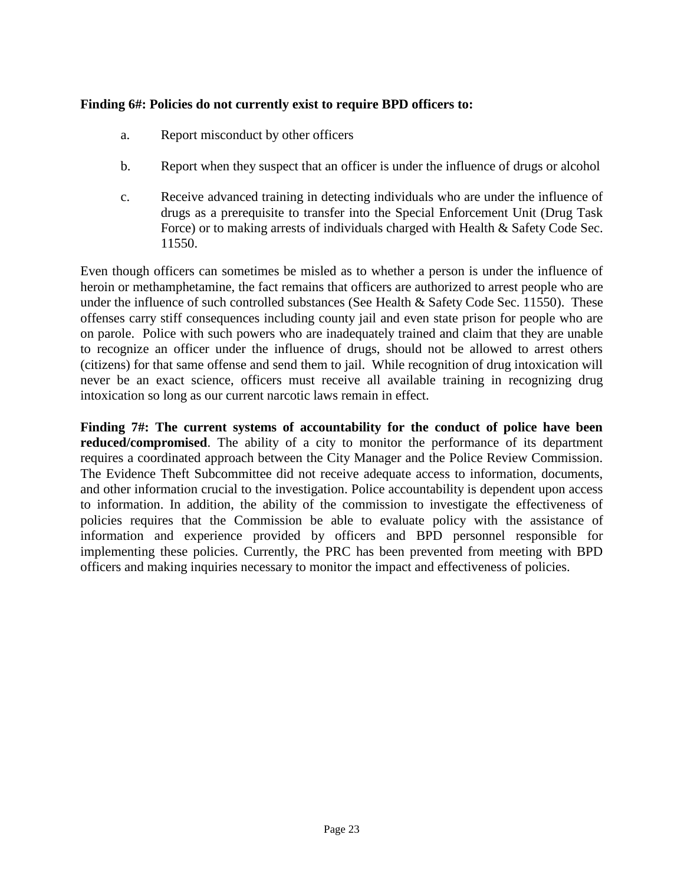**Finding 6#: Policies do not currently exist to require BPD officers to:**

a. Report misconduct by other officers

b. Report when they suspect that an officer is under the influence of drugs or alcohol

c. Receive advanced training in detecting individuals who are under the influence of drugs as a prerequisite to transfer into the Special Enforcement Unit (Drug Task Force) or to making arrests of individuals charged with Health & Safety Code Sec. 11550.

Even though officers can sometimes be misled as to whether a person is under the influence of heroin or methamphetamine, the fact remains that officers are authorized to arrest people who are under the influence of such controlled substances (See Health & Safety Code Sec. 11550). These offenses carry stiff consequences including county jail and even state prison for people who are on parole. Police with such powers who are inadequately trained and claim that they are unable to recognize an officer under the influence of drugs, should not be allowed to arrest others (citizens) for that same offense and send them to jail. While recognition of drug intoxication will never be an exact science, officers must receive all available training in recognizing drug intoxication so long as our current narcotic laws remain in effect.

**Finding 7#: The current systems of accountability for the conduct of police have been reduced/compromised**. The ability of a city to monitor the performance of its department requires a coordinated approach between the City Manager and the Police Review Commission. The Evidence Theft Subcommittee did not receive adequate access to information, documents, and other information crucial to the investigation. Police accountability is dependent upon access to information. In addition, the ability of the commission to investigate the effectiveness of policies requires that the Commission be able to evaluate policy with the assistance of information and experience provided by officers and BPD personnel responsible for implementing these policies. Currently, the PRC has been prevented from meeting with BPD officers and making inquiries necessary to monitor the impact and effectiveness of policies.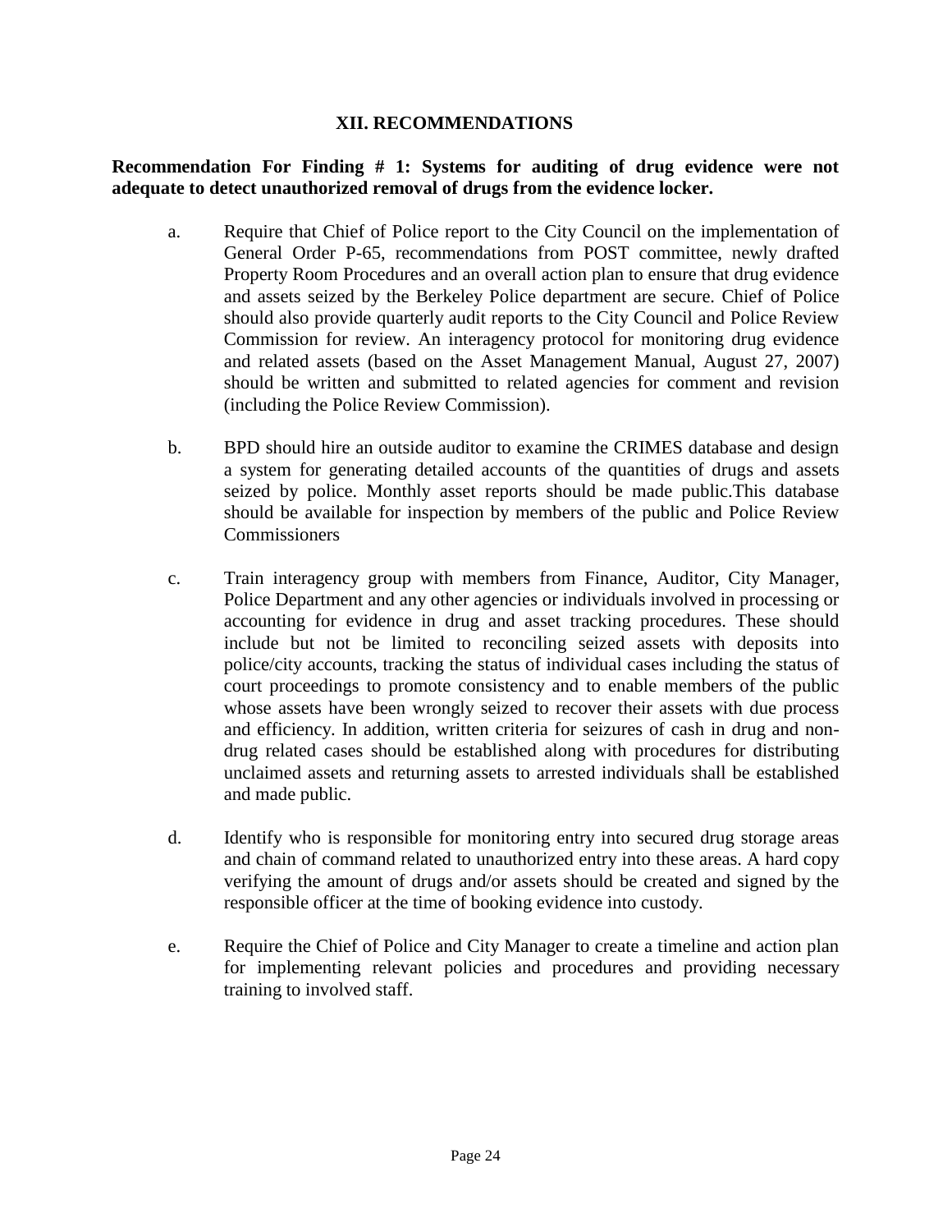## XII. RECOMMENDATIONS

**Recommendation For Finding # 1: Systems for auditing of drug evidence were not adequate to detect unauthorized removal of drugs from the evidence locker.**

a. Require that Chief of Police report to the City Council on the implementation of General Order P-65, recommendations from POST committee, newly drafted Property Room Procedures and an overall action plan to ensure that drug evidence and assets seized by the Berkeley Police department are secure. Chief of Police should also provide quarterly audit reports to the City Council and Police Review Commission for review. An interagency protocol for monitoring drug evidence and related assets (based on the Asset Management Manual, August 27, 2007) should be written and submitted to related agencies for comment and revision (including the Police Review Commission).

b. BPD should hire an outside auditor to examine the CRIMES database and design a system for generating detailed accounts of the quantities of drugs and assets seized by police. Monthly asset reports should be made public.This database should be available for inspection by members of the public and Police Review Commissioners

c. Train interagency group with members from Finance, Auditor, City Manager, Police Department and any other agencies or individuals involved in processing or accounting for evidence in drug and asset tracking procedures. These should include but not be limited to reconciling seized assets with deposits into police/city accounts, tracking the status of individual cases including the status of court proceedings to promote consistency and to enable members of the public whose assets have been wrongly seized to recover their assets with due process and efficiency. In addition, written criteria for seizures of cash in drug and non-drug related cases should be established along with procedures for distributing unclaimed assets and returning assets to arrested individuals shall be established and made public.

d. Identify who is responsible for monitoring entry into secured drug storage areas and chain of command related to unauthorized entry into these areas. A hard copy verifying the amount of drugs and/or assets should be created and signed by the responsible officer at the time of booking evidence into custody.

e. Require the Chief of Police and City Manager to create a timeline and action plan for implementing relevant policies and procedures and providing necessary training to involved staff.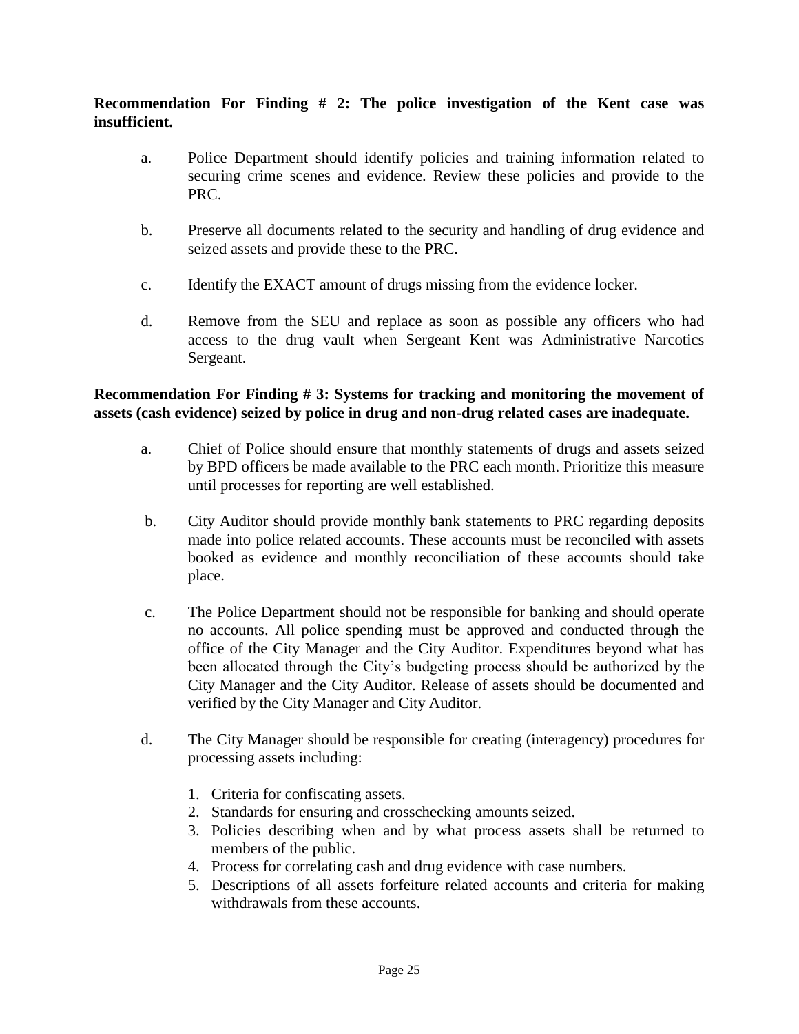**Recommendation For Finding # 2: The police investigation of the Kent case was insufficient.**

a. Police Department should identify policies and training information related to securing crime scenes and evidence. Review these policies and provide to the PRC.

b. Preserve all documents related to the security and handling of drug evidence and seized assets and provide these to the PRC.

c. Identify the EXACT amount of drugs missing from the evidence locker.

d. Remove from the SEU and replace as soon as possible any officers who had access to the drug vault when Sergeant Kent was Administrative Narcotics Sergeant.

**Recommendation For Finding # 3: Systems for tracking and monitoring the movement of assets (cash evidence) seized by police in drug and non-drug related cases are inadequate.**

a. Chief of Police should ensure that monthly statements of drugs and assets seized by BPD officers be made available to the PRC each month. Prioritize this measure until processes for reporting are well established.

b. City Auditor should provide monthly bank statements to PRC regarding deposits made into police related accounts. These accounts must be reconciled with assets booked as evidence and monthly reconciliation of these accounts should take place.

c. The Police Department should not be responsible for banking and should operate no accounts. All police spending must be approved and conducted through the office of the City Manager and the City Auditor. Expenditures beyond what has been allocated through the City's budgeting process should be authorized by the City Manager and the City Auditor. Release of assets should be documented and verified by the City Manager and City Auditor.

d. The City Manager should be responsible for creating (interagency) procedures for processing assets including:

1. Criteria for confiscating assets.
2. Standards for ensuring and crosschecking amounts seized.
3. Policies describing when and by what process assets shall be returned to members of the public.
4. Process for correlating cash and drug evidence with case numbers.
5. Descriptions of all assets forfeiture related accounts and criteria for making withdrawals from these accounts.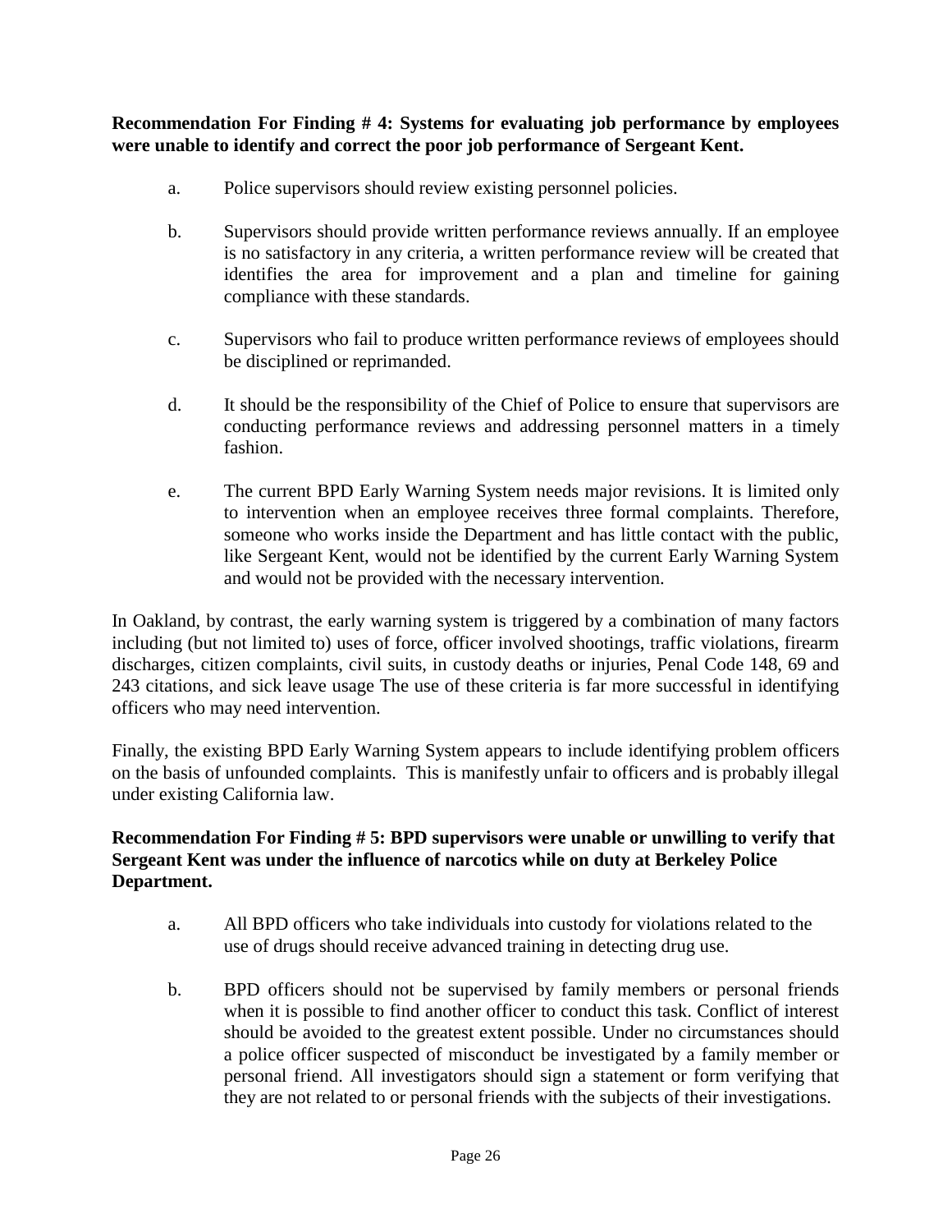**Recommendation For Finding # 4: Systems for evaluating job performance by employees were unable to identify and correct the poor job performance of Sergeant Kent.**

a. Police supervisors should review existing personnel policies.

b. Supervisors should provide written performance reviews annually. If an employee is no satisfactory in any criteria, a written performance review will be created that identifies the area for improvement and a plan and timeline for gaining compliance with these standards.

c. Supervisors who fail to produce written performance reviews of employees should be disciplined or reprimanded.

d. It should be the responsibility of the Chief of Police to ensure that supervisors are conducting performance reviews and addressing personnel matters in a timely fashion.

e. The current BPD Early Warning System needs major revisions. It is limited only to intervention when an employee receives three formal complaints. Therefore, someone who works inside the Department and has little contact with the public, like Sergeant Kent, would not be identified by the current Early Warning System and would not be provided with the necessary intervention.

In Oakland, by contrast, the early warning system is triggered by a combination of many factors including (but not limited to) uses of force, officer involved shootings, traffic violations, firearm discharges, citizen complaints, civil suits, in custody deaths or injuries, Penal Code 148, 69 and 243 citations, and sick leave usage The use of these criteria is far more successful in identifying officers who may need intervention.

Finally, the existing BPD Early Warning System appears to include identifying problem officers on the basis of unfounded complaints. This is manifestly unfair to officers and is probably illegal under existing California law.

**Recommendation For Finding # 5: BPD supervisors were unable or unwilling to verify that Sergeant Kent was under the influence of narcotics while on duty at Berkeley Police Department.**

a. All BPD officers who take individuals into custody for violations related to the use of drugs should receive advanced training in detecting drug use.

b. BPD officers should not be supervised by family members or personal friends when it is possible to find another officer to conduct this task. Conflict of interest should be avoided to the greatest extent possible. Under no circumstances should a police officer suspected of misconduct be investigated by a family member or personal friend. All investigators should sign a statement or form verifying that they are not related to or personal friends with the subjects of their investigations.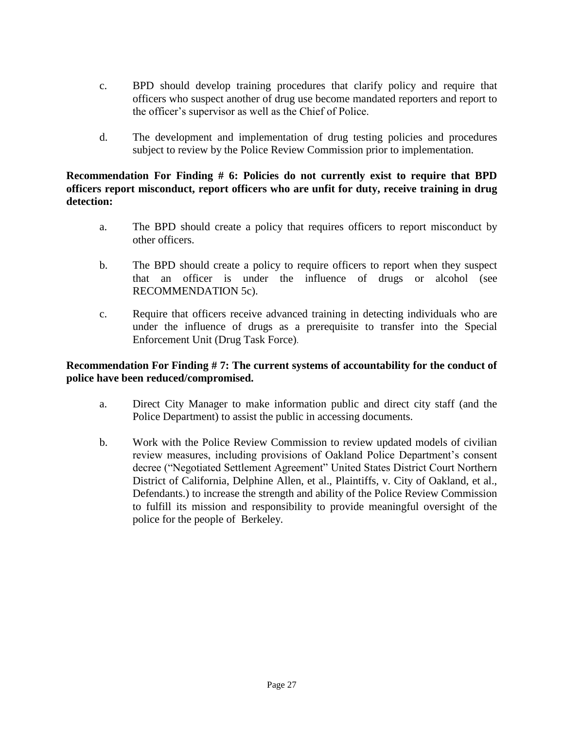c. BPD should develop training procedures that clarify policy and require that officers who suspect another of drug use become mandated reporters and report to the officer's supervisor as well as the Chief of Police.

d. The development and implementation of drug testing policies and procedures subject to review by the Police Review Commission prior to implementation.

**Recommendation For Finding # 6: Policies do not currently exist to require that BPD officers report misconduct, report officers who are unfit for duty, receive training in drug detection:**

a. The BPD should create a policy that requires officers to report misconduct by other officers.

b. The BPD should create a policy to require officers to report when they suspect that an officer is under the influence of drugs or alcohol (see RECOMMENDATION 5c).

c. Require that officers receive advanced training in detecting individuals who are under the influence of drugs as a prerequisite to transfer into the Special Enforcement Unit (Drug Task Force).

**Recommendation For Finding # 7: The current systems of accountability for the conduct of police have been reduced/compromised.**

a. Direct City Manager to make information public and direct city staff (and the Police Department) to assist the public in accessing documents.

b. Work with the Police Review Commission to review updated models of civilian review measures, including provisions of Oakland Police Department's consent decree ("Negotiated Settlement Agreement" United States District Court Northern District of California, Delphine Allen, et al., Plaintiffs, v. City of Oakland, et al., Defendants.) to increase the strength and ability of the Police Review Commission to fulfill its mission and responsibility to provide meaningful oversight of the police for the people of Berkeley.